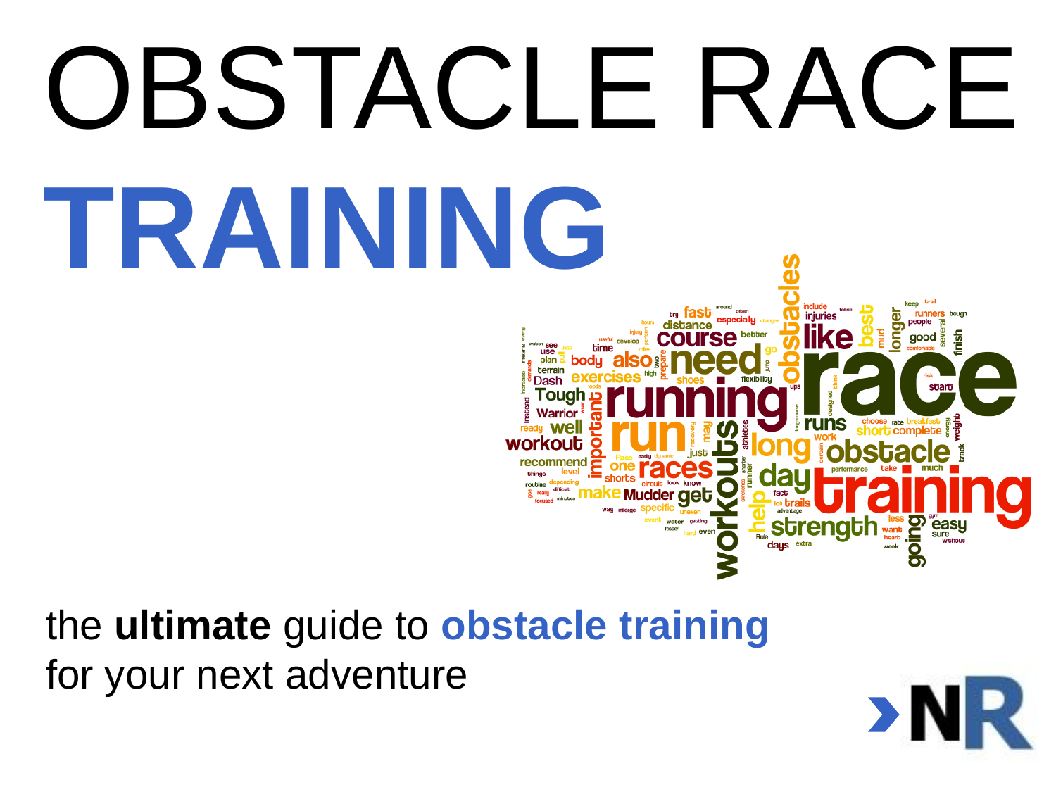# OBSTACLE RACE TRAINING

the **ultimate** guide to **obstacle training**
for your next adventure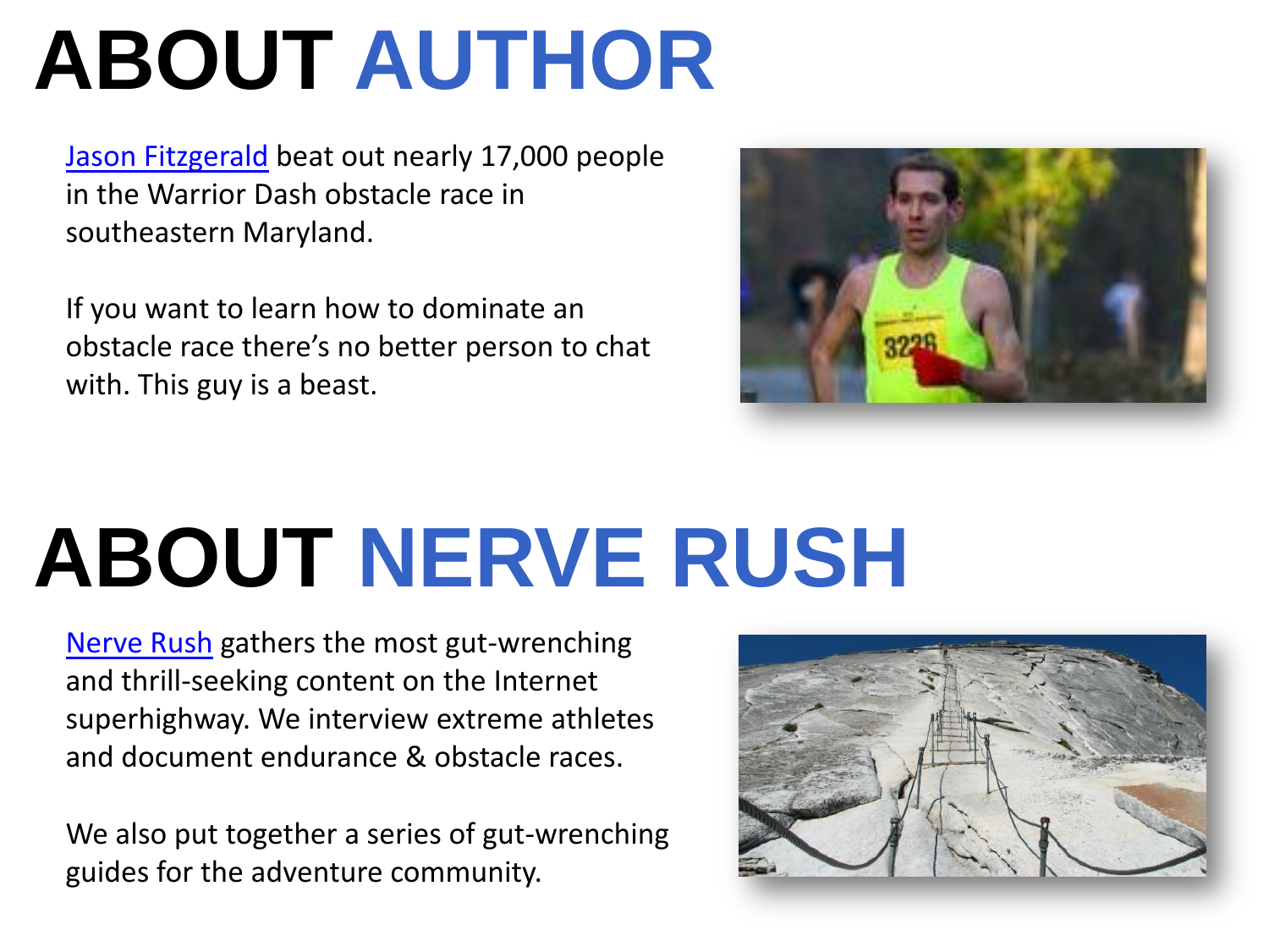# ABOUT AUTHOR

[Jason Fitzgerald] beat out nearly 17,000 people in the Warrior Dash obstacle race in southeastern Maryland.

If you want to learn how to dominate an obstacle race there's no better person to chat with. This guy is a beast.

# ABOUT NERVE RUSH

[Nerve Rush] gathers the most gut-wrenching and thrill-seeking content on the Internet superhighway. We interview extreme athletes and document endurance & obstacle races.

We also put together a series of gut-wrenching guides for the adventure community.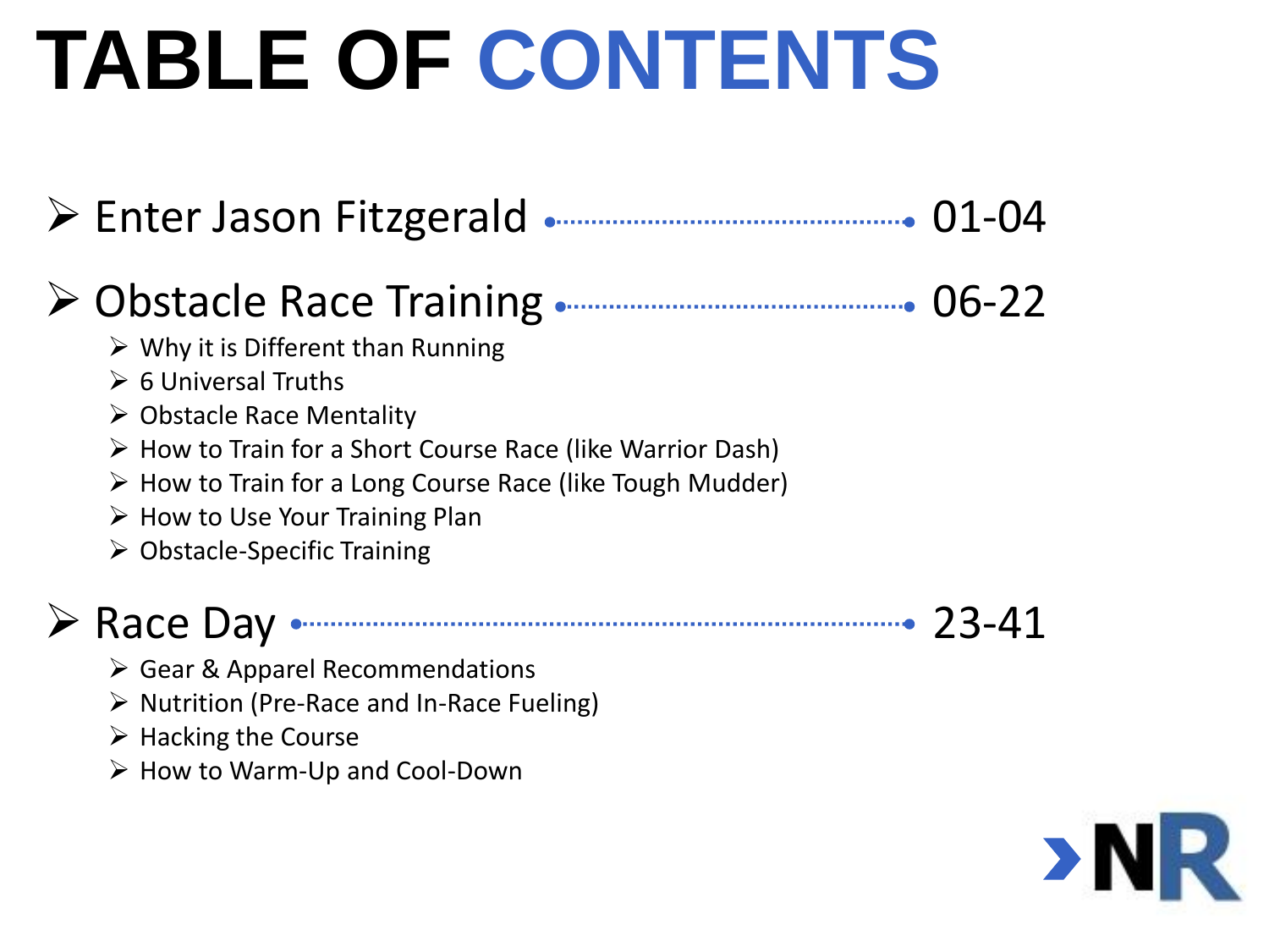# TABLE OF CONTENTS

- Enter Jason Fitzgerald ........................................ 01-04
- Obstacle Race Training ........................................ 06-22
  - Why it is Different than Running
  - 6 Universal Truths
  - Obstacle Race Mentality
  - How to Train for a Short Course Race (like Warrior Dash)
  - How to Train for a Long Course Race (like Tough Mudder)
  - How to Use Your Training Plan
  - Obstacle-Specific Training
- Race Day ........................................ 23-41
  - Gear & Apparel Recommendations
  - Nutrition (Pre-Race and In-Race Fueling)
  - Hacking the Course
  - How to Warm-Up and Cool-Down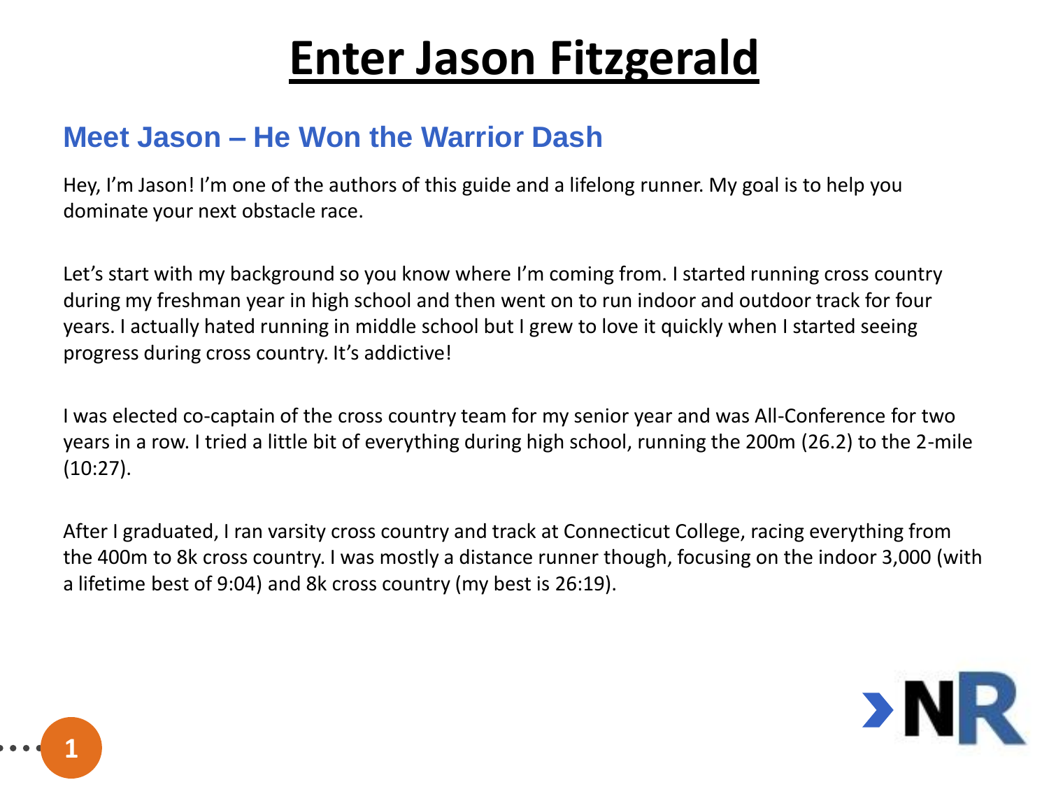# Enter Jason Fitzgerald

## Meet Jason – He Won the Warrior Dash

Hey, I'm Jason! I'm one of the authors of this guide and a lifelong runner. My goal is to help you dominate your next obstacle race.

Let's start with my background so you know where I'm coming from. I started running cross country during my freshman year in high school and then went on to run indoor and outdoor track for four years. I actually hated running in middle school but I grew to love it quickly when I started seeing progress during cross country. It's addictive!

I was elected co-captain of the cross country team for my senior year and was All-Conference for two years in a row. I tried a little bit of everything during high school, running the 200m (26.2) to the 2-mile (10:27).

After I graduated, I ran varsity cross country and track at Connecticut College, racing everything from the 400m to 8k cross country. I was mostly a distance runner though, focusing on the indoor 3,000 (with a lifetime best of 9:04) and 8k cross country (my best is 26:19).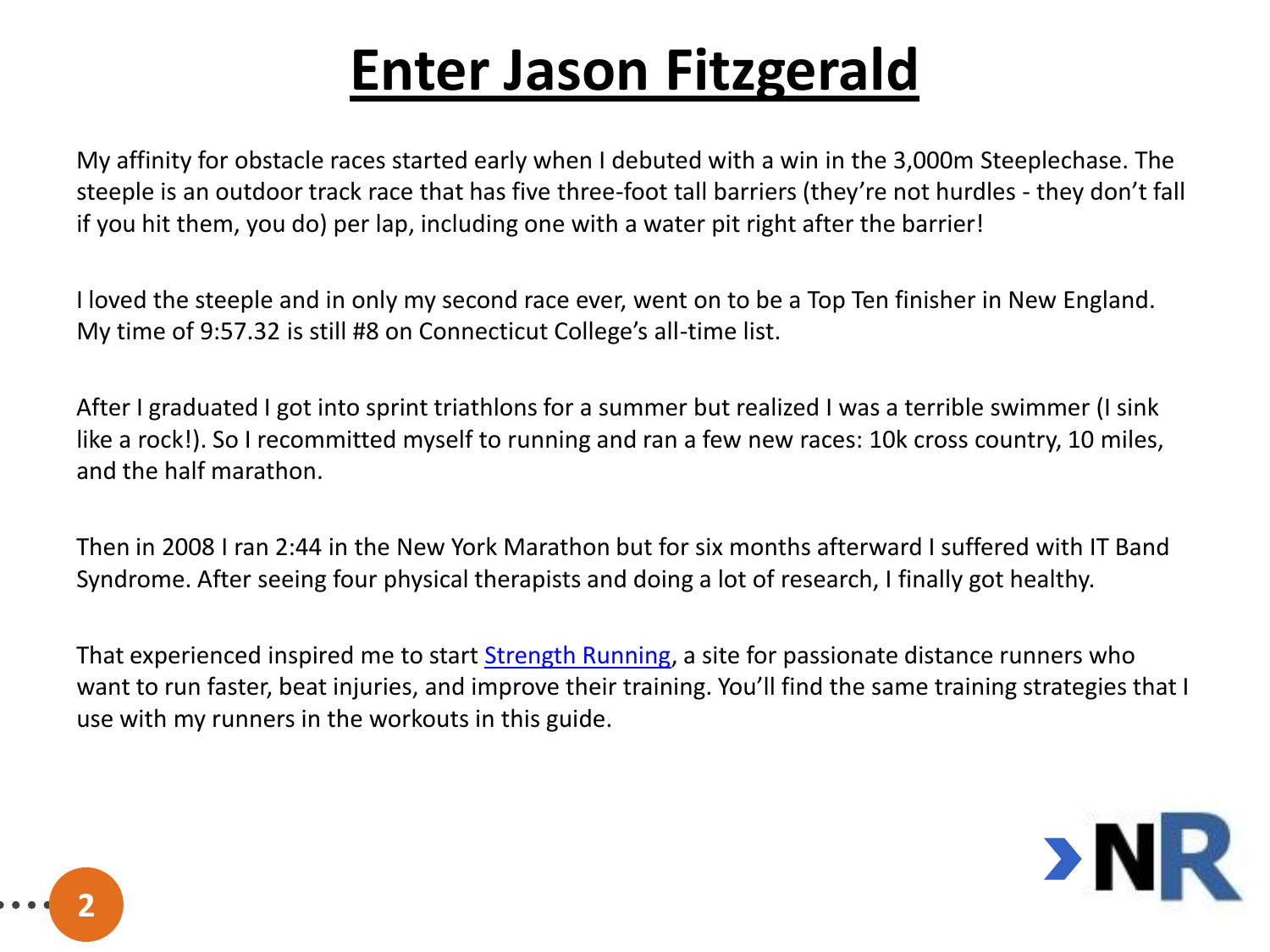# Enter Jason Fitzgerald

My affinity for obstacle races started early when I debuted with a win in the 3,000m Steeplechase. The steeple is an outdoor track race that has five three-foot tall barriers (they're not hurdles - they don't fall if you hit them, you do) per lap, including one with a water pit right after the barrier!

I loved the steeple and in only my second race ever, went on to be a Top Ten finisher in New England. My time of 9:57.32 is still #8 on Connecticut College's all-time list.

After I graduated I got into sprint triathlons for a summer but realized I was a terrible swimmer (I sink like a rock!). So I recommitted myself to running and ran a few new races: 10k cross country, 10 miles, and the half marathon.

Then in 2008 I ran 2:44 in the New York Marathon but for six months afterward I suffered with IT Band Syndrome. After seeing four physical therapists and doing a lot of research, I finally got healthy.

That experienced inspired me to start Strength Running, a site for passionate distance runners who want to run faster, beat injuries, and improve their training. You'll find the same training strategies that I use with my runners in the workouts in this guide.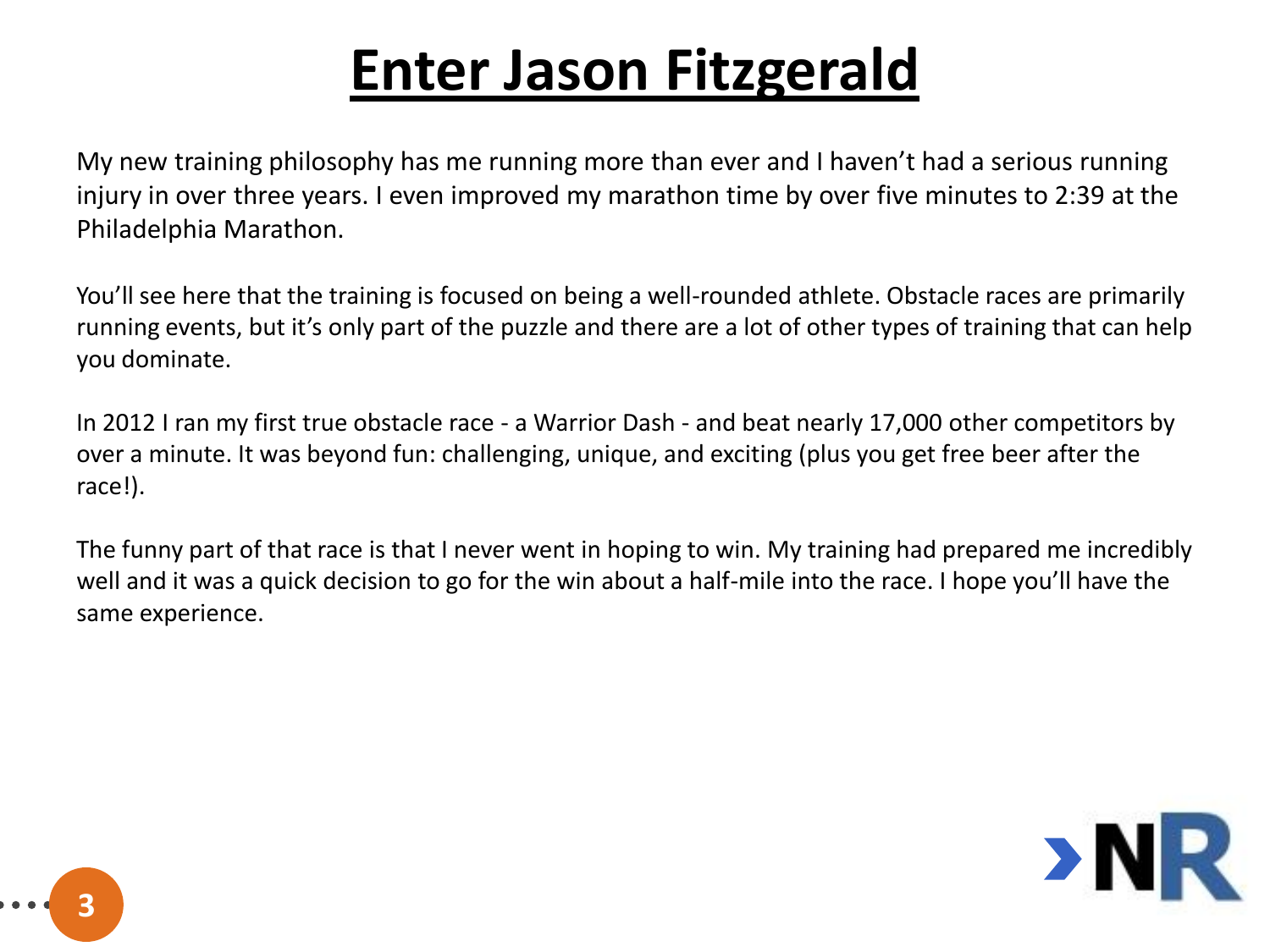# Enter Jason Fitzgerald

My new training philosophy has me running more than ever and I haven't had a serious running injury in over three years. I even improved my marathon time by over five minutes to 2:39 at the Philadelphia Marathon.

You'll see here that the training is focused on being a well-rounded athlete. Obstacle races are primarily running events, but it's only part of the puzzle and there are a lot of other types of training that can help you dominate.

In 2012 I ran my first true obstacle race - a Warrior Dash - and beat nearly 17,000 other competitors by over a minute. It was beyond fun: challenging, unique, and exciting (plus you get free beer after the race!).

The funny part of that race is that I never went in hoping to win. My training had prepared me incredibly well and it was a quick decision to go for the win about a half-mile into the race. I hope you'll have the same experience.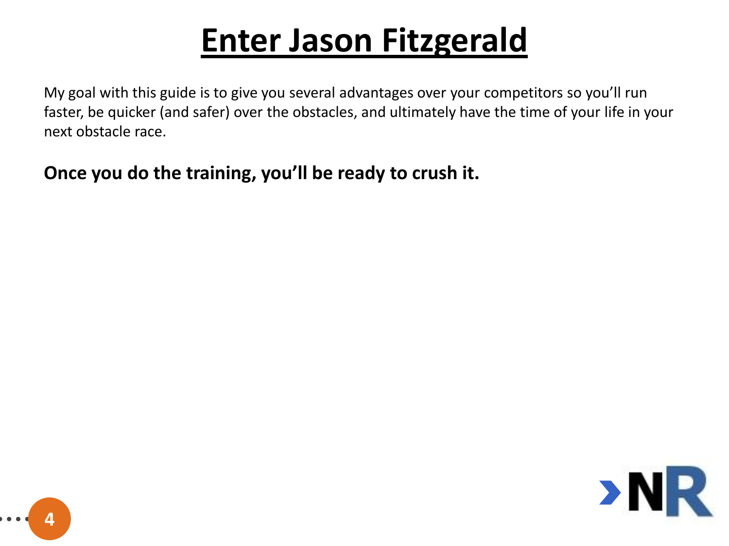# Enter Jason Fitzgerald

My goal with this guide is to give you several advantages over your competitors so you'll run faster, be quicker (and safer) over the obstacles, and ultimately have the time of your life in your next obstacle race.

**Once you do the training, you'll be ready to crush it.**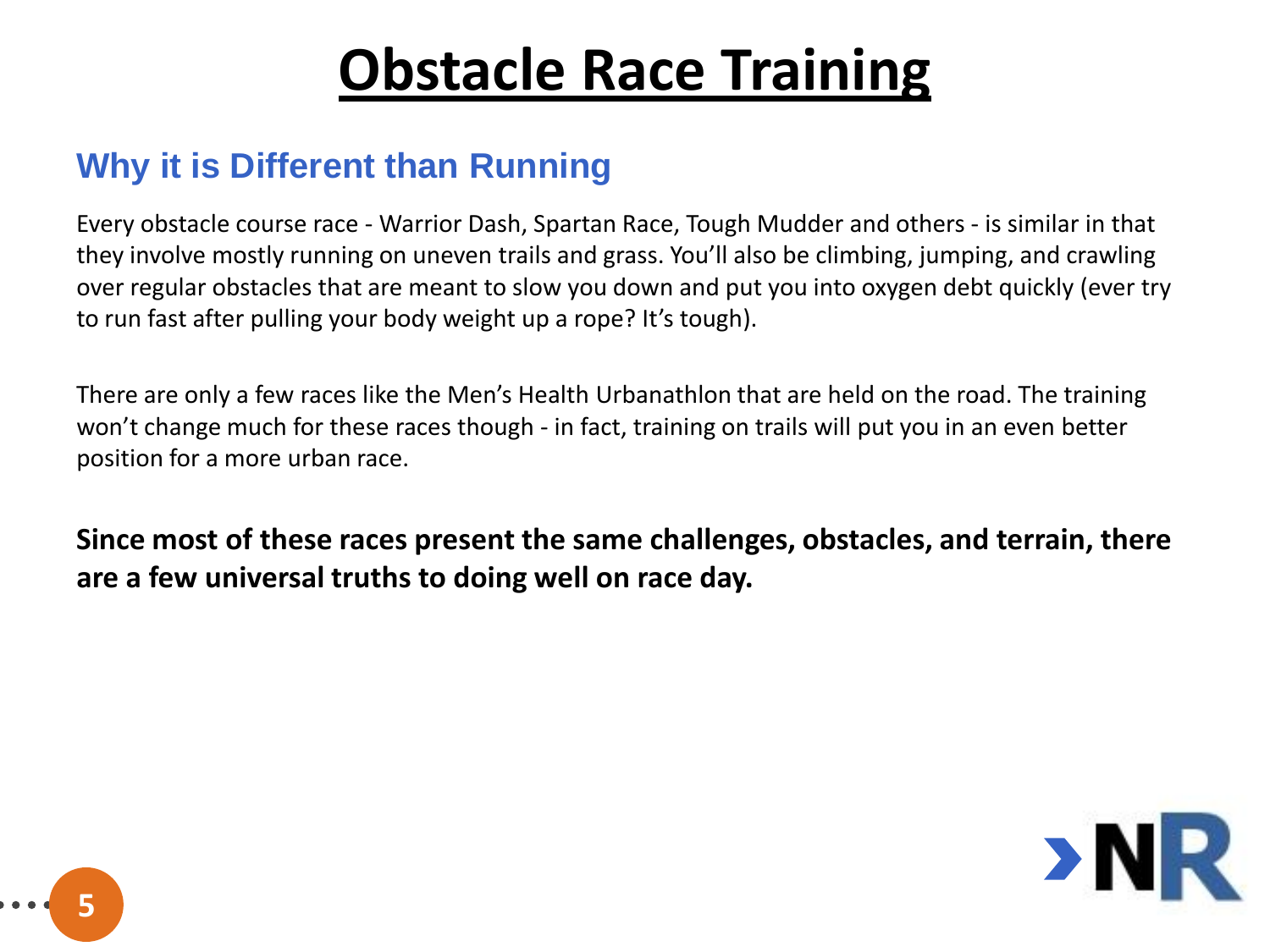# Obstacle Race Training

## Why it is Different than Running

Every obstacle course race - Warrior Dash, Spartan Race, Tough Mudder and others - is similar in that they involve mostly running on uneven trails and grass. You'll also be climbing, jumping, and crawling over regular obstacles that are meant to slow you down and put you into oxygen debt quickly (ever try to run fast after pulling your body weight up a rope? It's tough).

There are only a few races like the Men's Health Urbanathlon that are held on the road. The training won't change much for these races though - in fact, training on trails will put you in an even better position for a more urban race.

**Since most of these races present the same challenges, obstacles, and terrain, there are a few universal truths to doing well on race day.**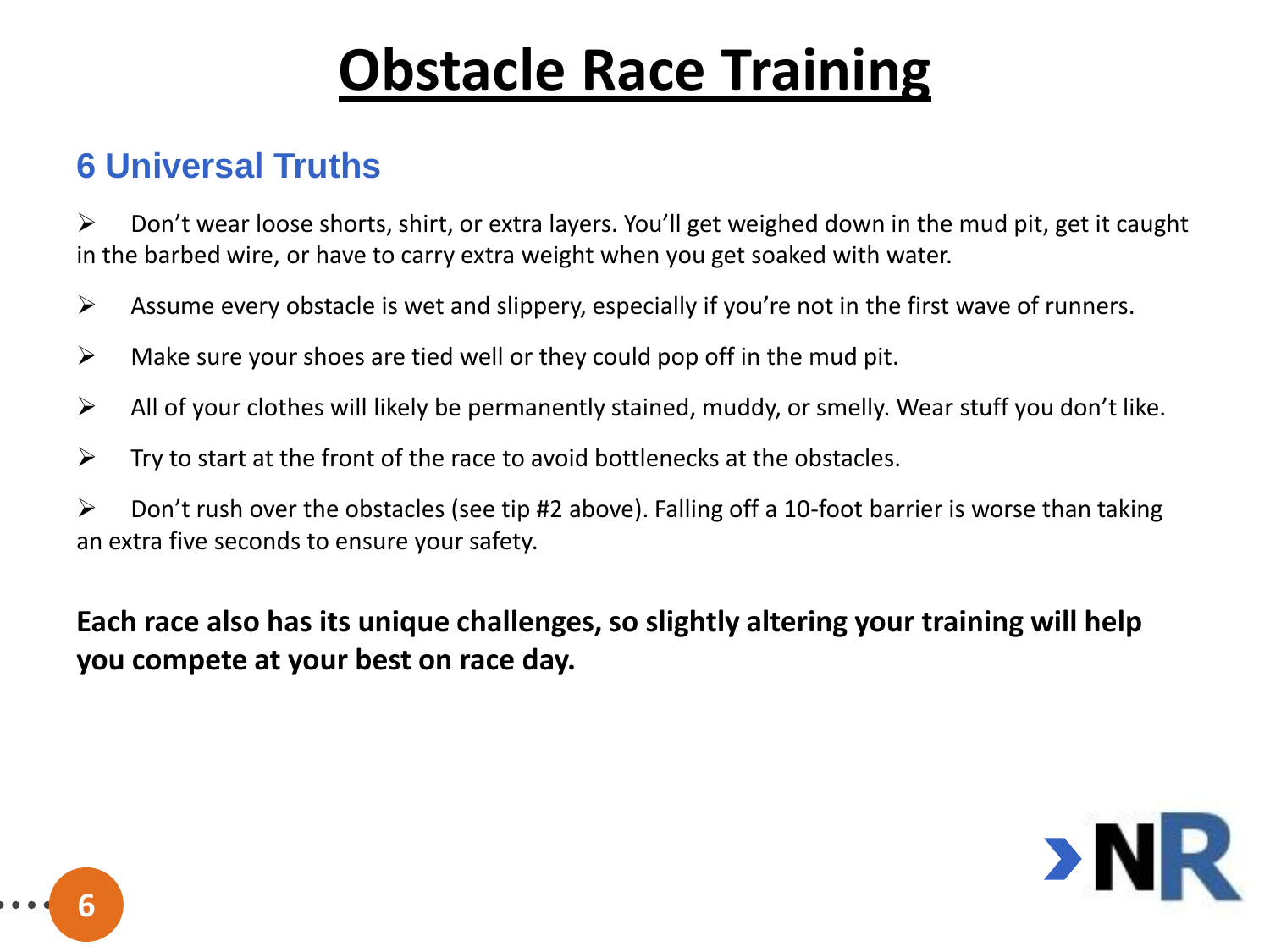# Obstacle Race Training

## 6 Universal Truths

- Don't wear loose shorts, shirt, or extra layers. You'll get weighed down in the mud pit, get it caught in the barbed wire, or have to carry extra weight when you get soaked with water.
- Assume every obstacle is wet and slippery, especially if you're not in the first wave of runners.
- Make sure your shoes are tied well or they could pop off in the mud pit.
- All of your clothes will likely be permanently stained, muddy, or smelly. Wear stuff you don't like.
- Try to start at the front of the race to avoid bottlenecks at the obstacles.
- Don't rush over the obstacles (see tip #2 above). Falling off a 10-foot barrier is worse than taking an extra five seconds to ensure your safety.

**Each race also has its unique challenges, so slightly altering your training will help you compete at your best on race day.**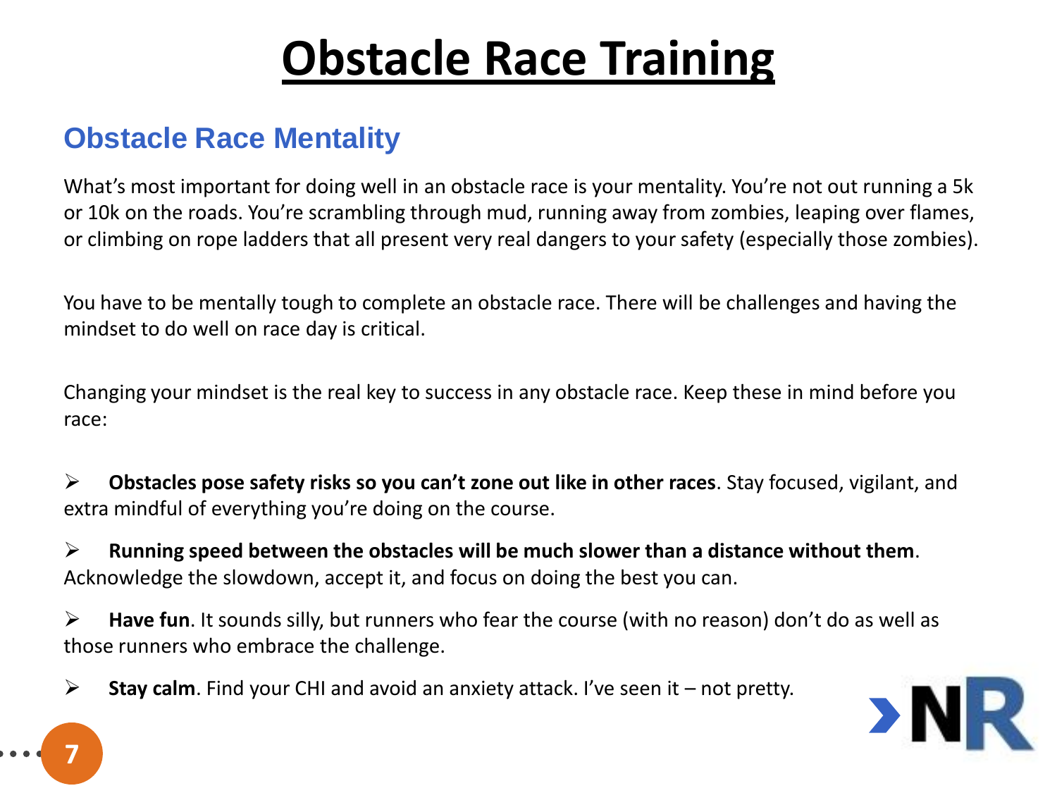# Obstacle Race Training

## Obstacle Race Mentality

What's most important for doing well in an obstacle race is your mentality. You're not out running a 5k or 10k on the roads. You're scrambling through mud, running away from zombies, leaping over flames, or climbing on rope ladders that all present very real dangers to your safety (especially those zombies).

You have to be mentally tough to complete an obstacle race. There will be challenges and having the mindset to do well on race day is critical.

Changing your mindset is the real key to success in any obstacle race. Keep these in mind before you race:

- **Obstacles pose safety risks so you can't zone out like in other races**. Stay focused, vigilant, and extra mindful of everything you're doing on the course.
- **Running speed between the obstacles will be much slower than a distance without them**. Acknowledge the slowdown, accept it, and focus on doing the best you can.
- **Have fun**. It sounds silly, but runners who fear the course (with no reason) don't do as well as those runners who embrace the challenge.
- **Stay calm**. Find your CHI and avoid an anxiety attack. I've seen it – not pretty.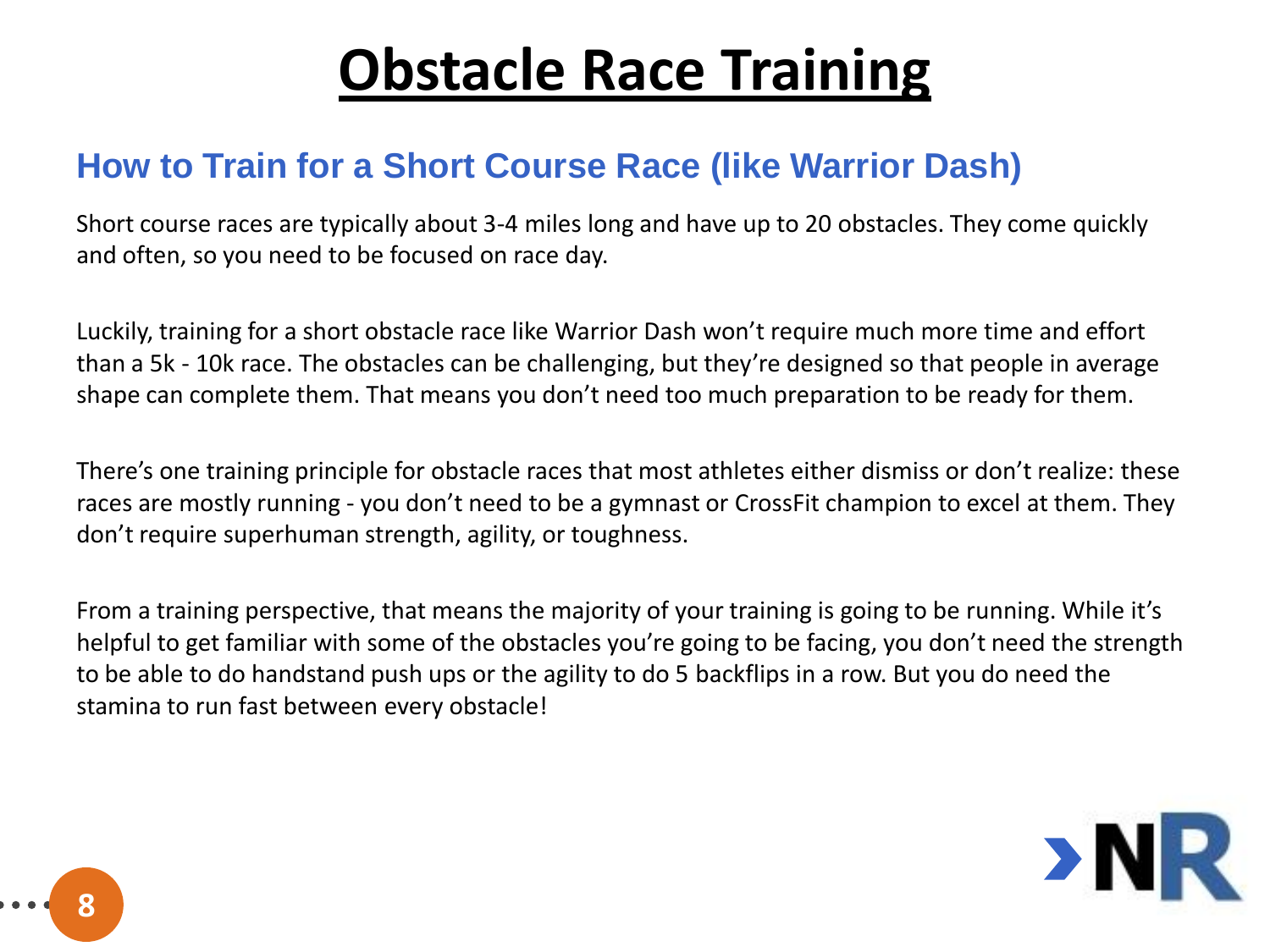# Obstacle Race Training

## How to Train for a Short Course Race (like Warrior Dash)

Short course races are typically about 3-4 miles long and have up to 20 obstacles. They come quickly and often, so you need to be focused on race day.

Luckily, training for a short obstacle race like Warrior Dash won't require much more time and effort than a 5k - 10k race. The obstacles can be challenging, but they're designed so that people in average shape can complete them. That means you don't need too much preparation to be ready for them.

There's one training principle for obstacle races that most athletes either dismiss or don't realize: these races are mostly running - you don't need to be a gymnast or CrossFit champion to excel at them. They don't require superhuman strength, agility, or toughness.

From a training perspective, that means the majority of your training is going to be running. While it's helpful to get familiar with some of the obstacles you're going to be facing, you don't need the strength to be able to do handstand push ups or the agility to do 5 backflips in a row. But you do need the stamina to run fast between every obstacle!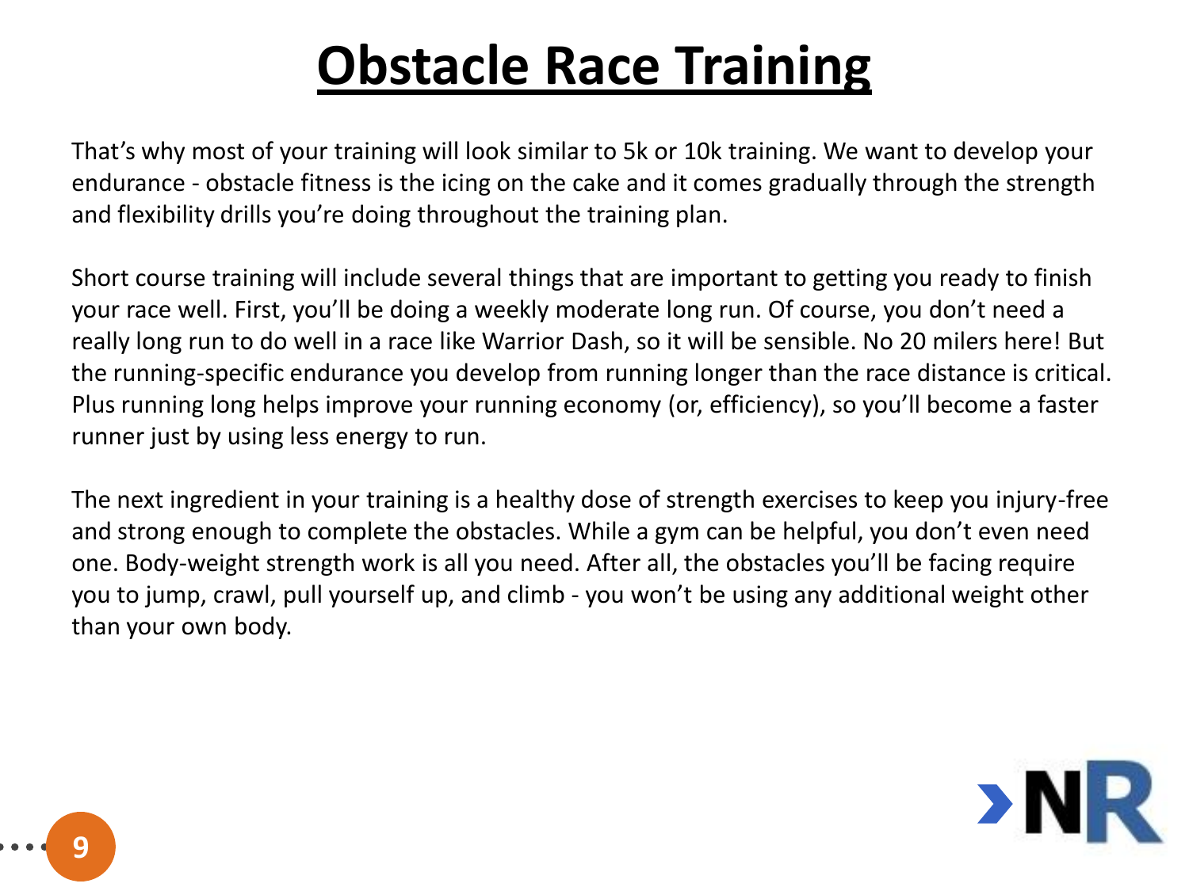# Obstacle Race Training

That's why most of your training will look similar to 5k or 10k training. We want to develop your endurance - obstacle fitness is the icing on the cake and it comes gradually through the strength and flexibility drills you're doing throughout the training plan.

Short course training will include several things that are important to getting you ready to finish your race well. First, you'll be doing a weekly moderate long run. Of course, you don't need a really long run to do well in a race like Warrior Dash, so it will be sensible. No 20 milers here! But the running-specific endurance you develop from running longer than the race distance is critical. Plus running long helps improve your running economy (or, efficiency), so you'll become a faster runner just by using less energy to run.

The next ingredient in your training is a healthy dose of strength exercises to keep you injury-free and strong enough to complete the obstacles. While a gym can be helpful, you don't even need one. Body-weight strength work is all you need. After all, the obstacles you'll be facing require you to jump, crawl, pull yourself up, and climb - you won't be using any additional weight other than your own body.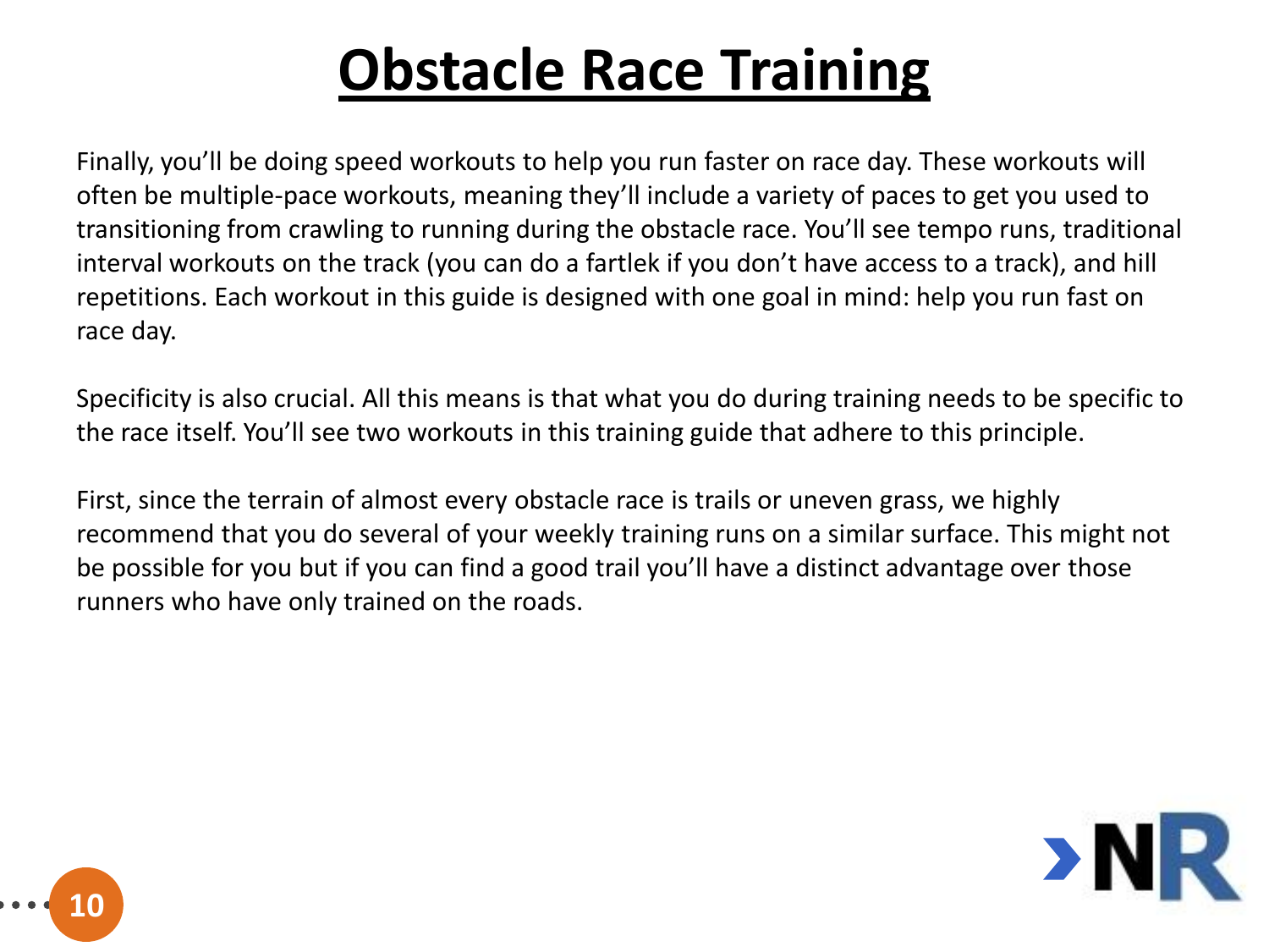# Obstacle Race Training

Finally, you'll be doing speed workouts to help you run faster on race day. These workouts will often be multiple-pace workouts, meaning they'll include a variety of paces to get you used to transitioning from crawling to running during the obstacle race. You'll see tempo runs, traditional interval workouts on the track (you can do a fartlek if you don't have access to a track), and hill repetitions. Each workout in this guide is designed with one goal in mind: help you run fast on race day.

Specificity is also crucial. All this means is that what you do during training needs to be specific to the race itself. You'll see two workouts in this training guide that adhere to this principle.

First, since the terrain of almost every obstacle race is trails or uneven grass, we highly recommend that you do several of your weekly training runs on a similar surface. This might not be possible for you but if you can find a good trail you'll have a distinct advantage over those runners who have only trained on the roads.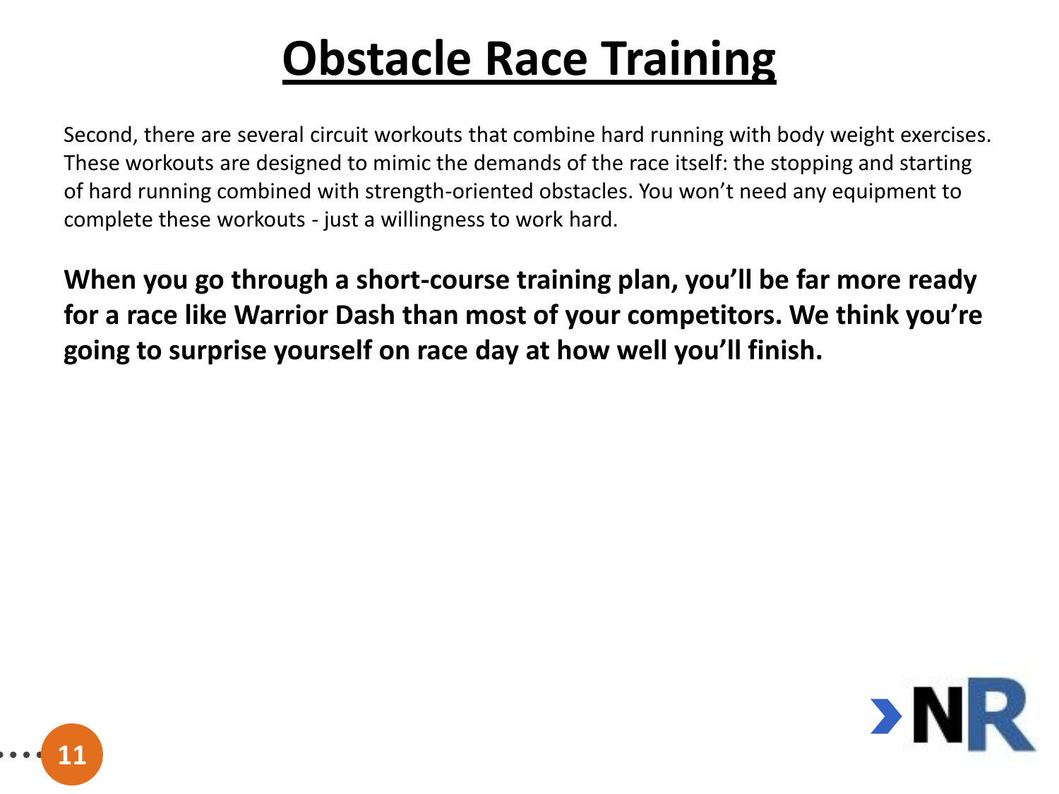# Obstacle Race Training

Second, there are several circuit workouts that combine hard running with body weight exercises. These workouts are designed to mimic the demands of the race itself: the stopping and starting of hard running combined with strength-oriented obstacles. You won't need any equipment to complete these workouts - just a willingness to work hard.

**When you go through a short-course training plan, you'll be far more ready for a race like Warrior Dash than most of your competitors. We think you're going to surprise yourself on race day at how well you'll finish.**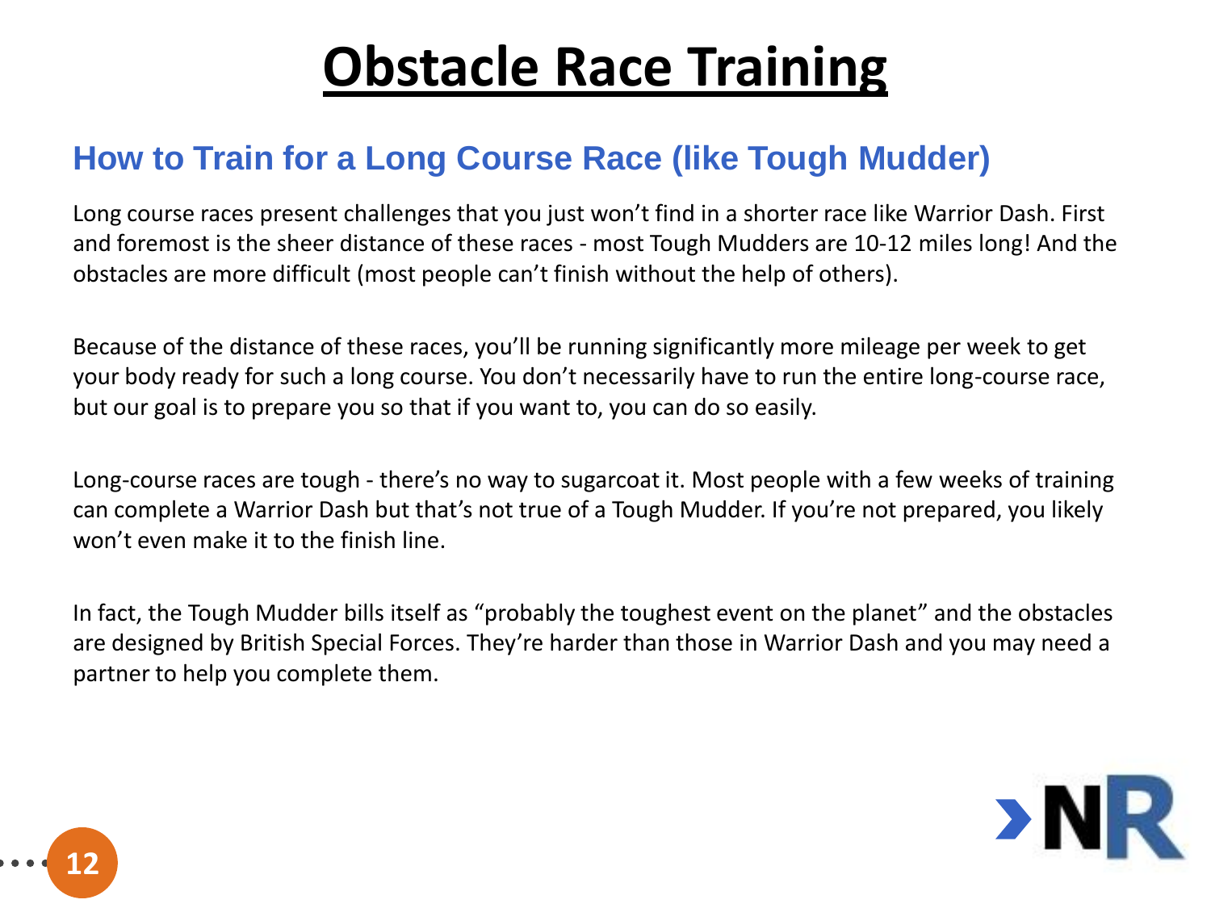# Obstacle Race Training

## How to Train for a Long Course Race (like Tough Mudder)

Long course races present challenges that you just won't find in a shorter race like Warrior Dash. First and foremost is the sheer distance of these races - most Tough Mudders are 10-12 miles long! And the obstacles are more difficult (most people can't finish without the help of others).

Because of the distance of these races, you'll be running significantly more mileage per week to get your body ready for such a long course. You don't necessarily have to run the entire long-course race, but our goal is to prepare you so that if you want to, you can do so easily.

Long-course races are tough - there's no way to sugarcoat it. Most people with a few weeks of training can complete a Warrior Dash but that's not true of a Tough Mudder. If you're not prepared, you likely won't even make it to the finish line.

In fact, the Tough Mudder bills itself as "probably the toughest event on the planet" and the obstacles are designed by British Special Forces. They're harder than those in Warrior Dash and you may need a partner to help you complete them.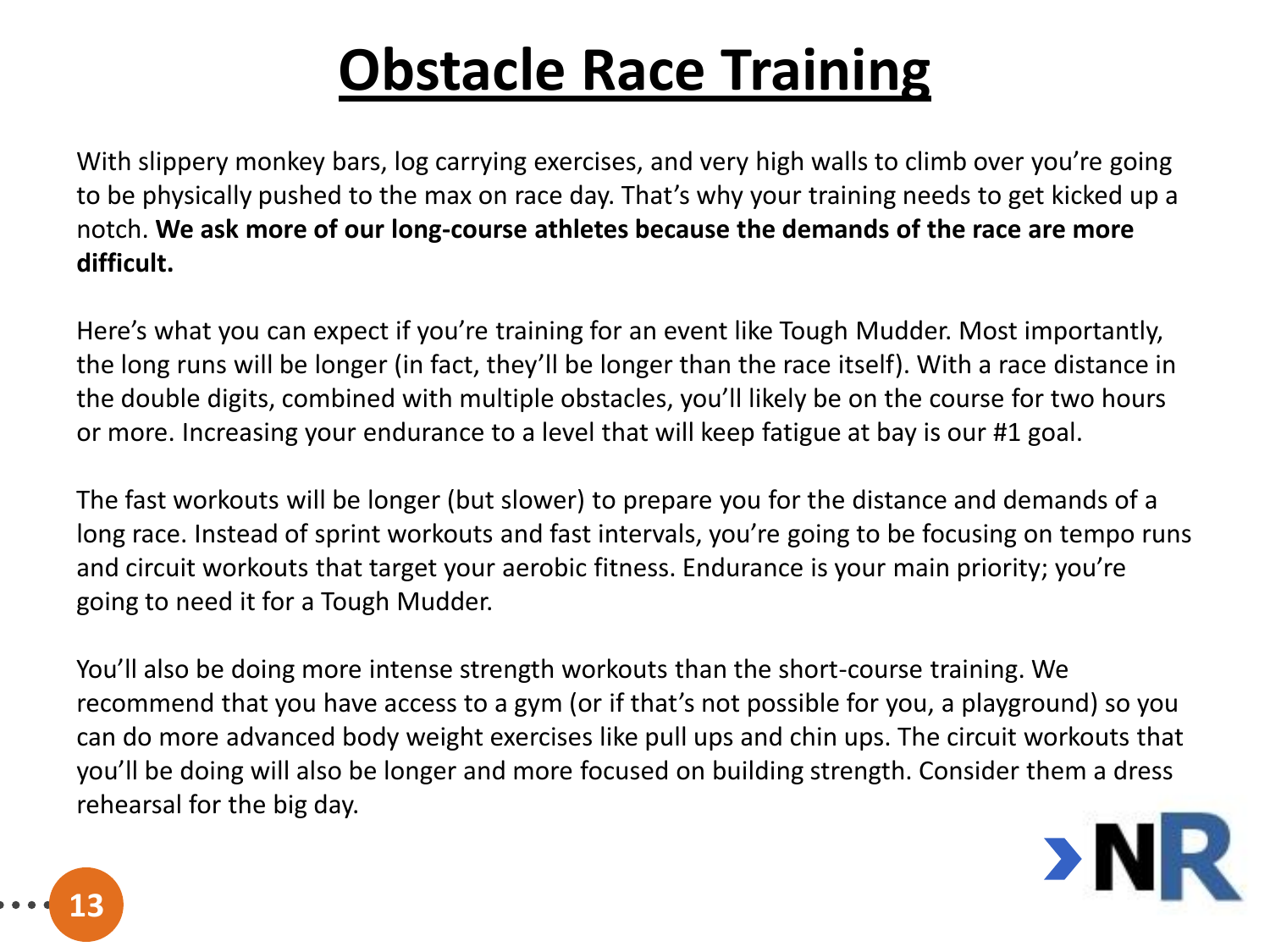# Obstacle Race Training

With slippery monkey bars, log carrying exercises, and very high walls to climb over you're going to be physically pushed to the max on race day. That's why your training needs to get kicked up a notch. **We ask more of our long-course athletes because the demands of the race are more difficult.**

Here's what you can expect if you're training for an event like Tough Mudder. Most importantly, the long runs will be longer (in fact, they'll be longer than the race itself). With a race distance in the double digits, combined with multiple obstacles, you'll likely be on the course for two hours or more. Increasing your endurance to a level that will keep fatigue at bay is our #1 goal.

The fast workouts will be longer (but slower) to prepare you for the distance and demands of a long race. Instead of sprint workouts and fast intervals, you're going to be focusing on tempo runs and circuit workouts that target your aerobic fitness. Endurance is your main priority; you're going to need it for a Tough Mudder.

You'll also be doing more intense strength workouts than the short-course training. We recommend that you have access to a gym (or if that's not possible for you, a playground) so you can do more advanced body weight exercises like pull ups and chin ups. The circuit workouts that you'll be doing will also be longer and more focused on building strength. Consider them a dress rehearsal for the big day.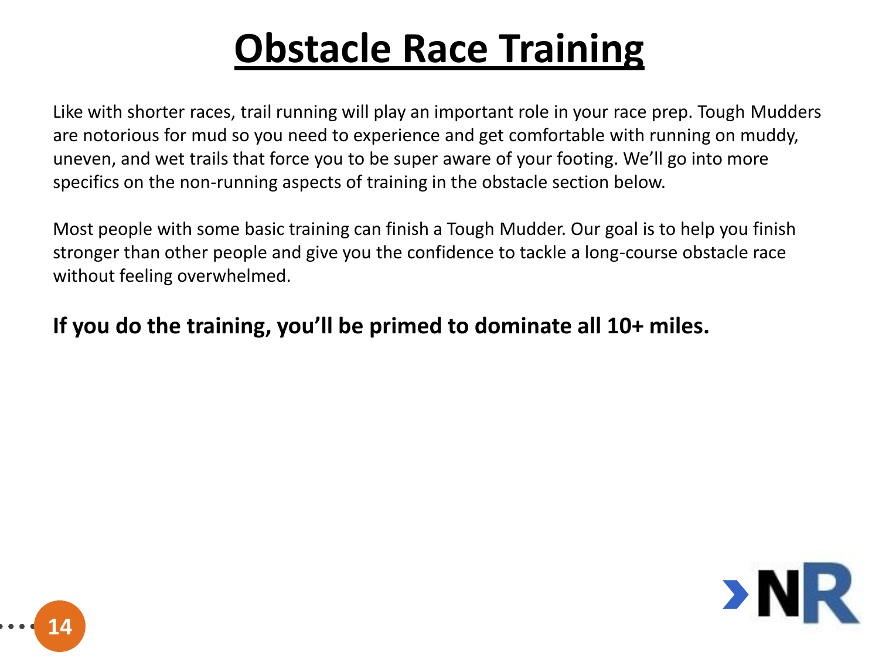# Obstacle Race Training

Like with shorter races, trail running will play an important role in your race prep. Tough Mudders are notorious for mud so you need to experience and get comfortable with running on muddy, uneven, and wet trails that force you to be super aware of your footing. We'll go into more specifics on the non-running aspects of training in the obstacle section below.

Most people with some basic training can finish a Tough Mudder. Our goal is to help you finish stronger than other people and give you the confidence to tackle a long-course obstacle race without feeling overwhelmed.

**If you do the training, you'll be primed to dominate all 10+ miles.**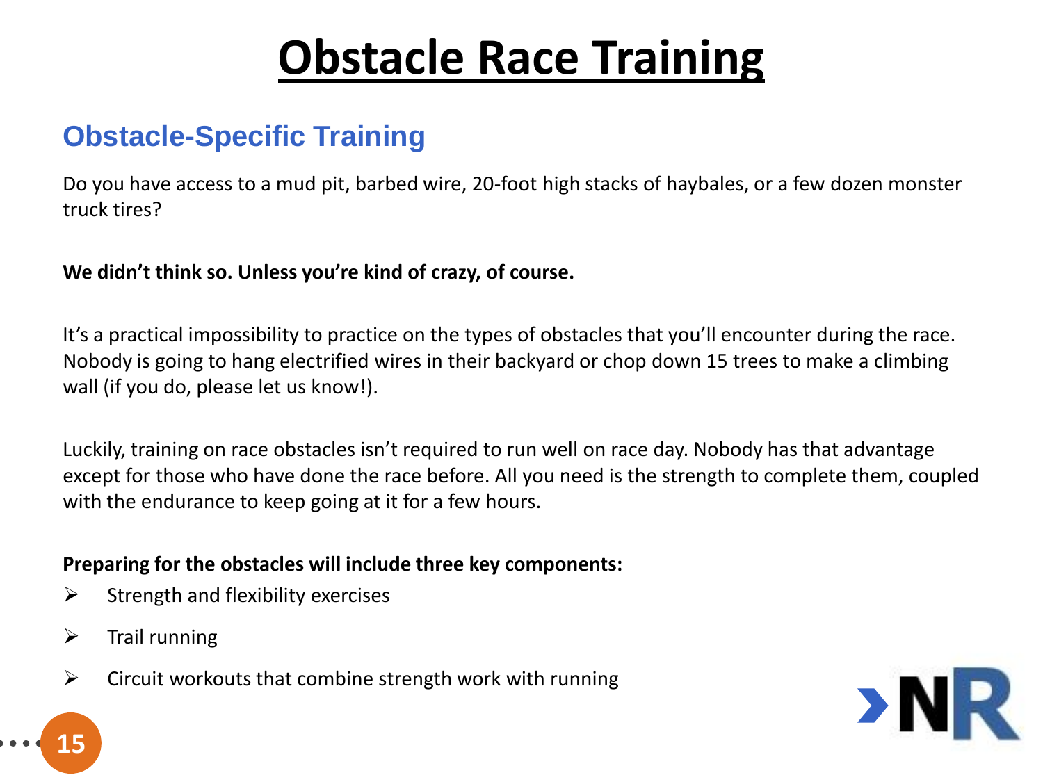# Obstacle Race Training

## Obstacle-Specific Training

Do you have access to a mud pit, barbed wire, 20-foot high stacks of haybales, or a few dozen monster truck tires?

**We didn't think so. Unless you're kind of crazy, of course.**

It's a practical impossibility to practice on the types of obstacles that you'll encounter during the race. Nobody is going to hang electrified wires in their backyard or chop down 15 trees to make a climbing wall (if you do, please let us know!).

Luckily, training on race obstacles isn't required to run well on race day. Nobody has that advantage except for those who have done the race before. All you need is the strength to complete them, coupled with the endurance to keep going at it for a few hours.

**Preparing for the obstacles will include three key components:**

- Strength and flexibility exercises
- Trail running
- Circuit workouts that combine strength work with running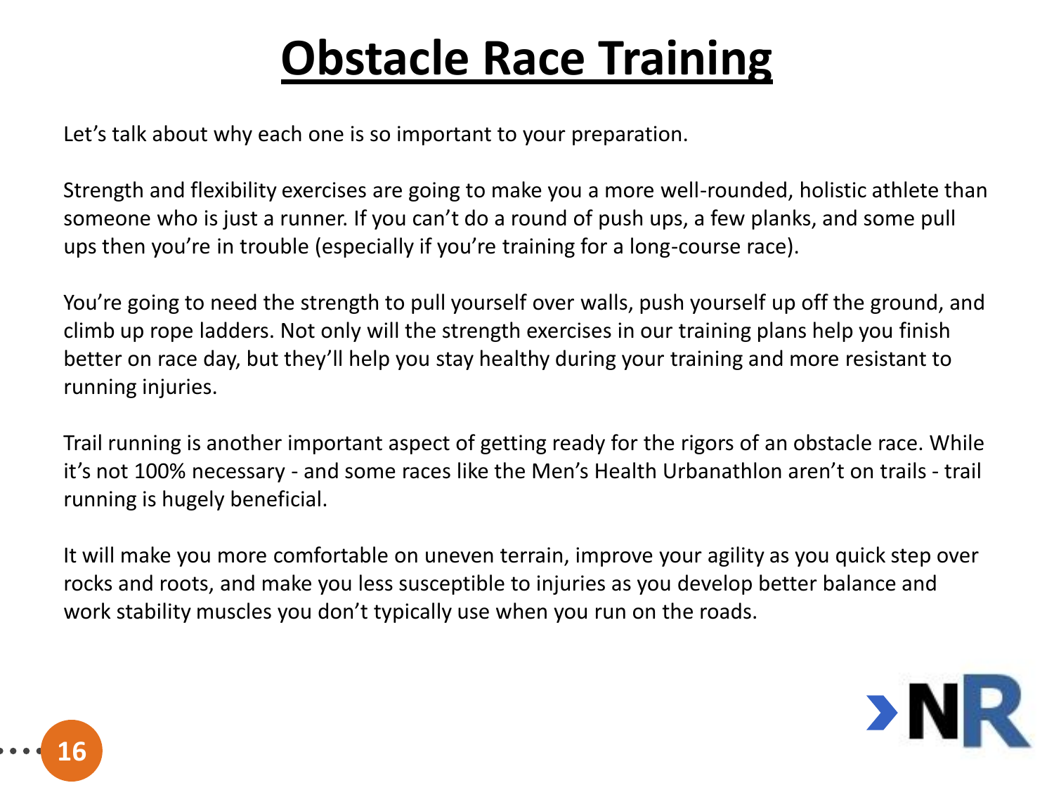# Obstacle Race Training

Let's talk about why each one is so important to your preparation.

Strength and flexibility exercises are going to make you a more well-rounded, holistic athlete than someone who is just a runner. If you can't do a round of push ups, a few planks, and some pull ups then you're in trouble (especially if you're training for a long-course race).

You're going to need the strength to pull yourself over walls, push yourself up off the ground, and climb up rope ladders. Not only will the strength exercises in our training plans help you finish better on race day, but they'll help you stay healthy during your training and more resistant to running injuries.

Trail running is another important aspect of getting ready for the rigors of an obstacle race. While it's not 100% necessary - and some races like the Men's Health Urbanathlon aren't on trails - trail running is hugely beneficial.

It will make you more comfortable on uneven terrain, improve your agility as you quick step over rocks and roots, and make you less susceptible to injuries as you develop better balance and work stability muscles you don't typically use when you run on the roads.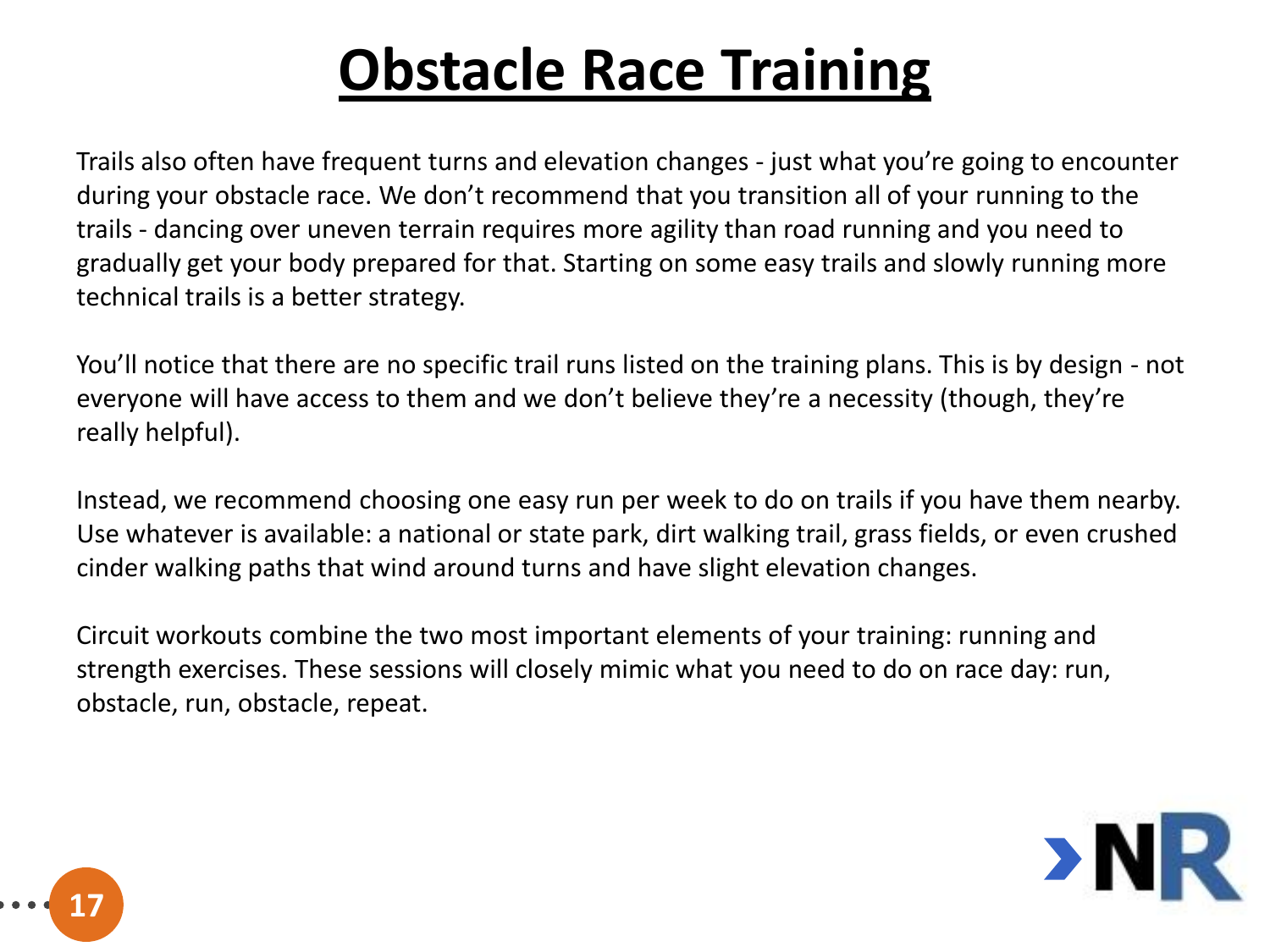# Obstacle Race Training

Trails also often have frequent turns and elevation changes - just what you're going to encounter during your obstacle race. We don't recommend that you transition all of your running to the trails - dancing over uneven terrain requires more agility than road running and you need to gradually get your body prepared for that. Starting on some easy trails and slowly running more technical trails is a better strategy.

You'll notice that there are no specific trail runs listed on the training plans. This is by design - not everyone will have access to them and we don't believe they're a necessity (though, they're really helpful).

Instead, we recommend choosing one easy run per week to do on trails if you have them nearby. Use whatever is available: a national or state park, dirt walking trail, grass fields, or even crushed cinder walking paths that wind around turns and have slight elevation changes.

Circuit workouts combine the two most important elements of your training: running and strength exercises. These sessions will closely mimic what you need to do on race day: run, obstacle, run, obstacle, repeat.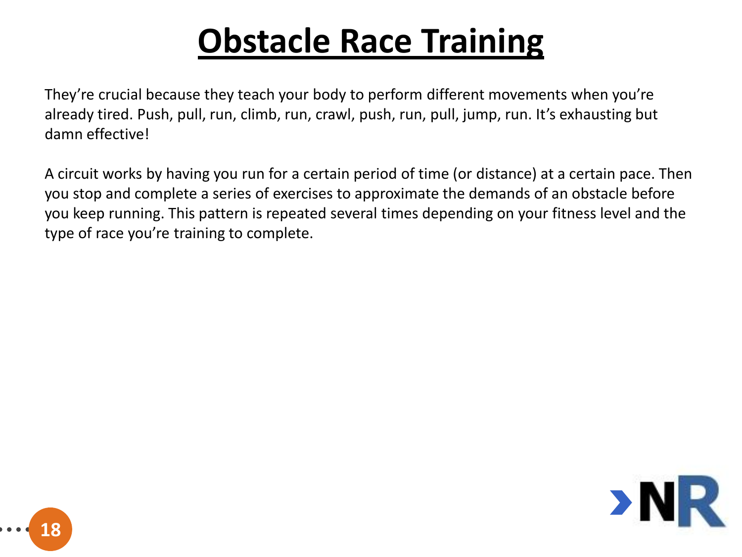# Obstacle Race Training

They're crucial because they teach your body to perform different movements when you're already tired. Push, pull, run, climb, run, crawl, push, run, pull, jump, run. It's exhausting but damn effective!

A circuit works by having you run for a certain period of time (or distance) at a certain pace. Then you stop and complete a series of exercises to approximate the demands of an obstacle before you keep running. This pattern is repeated several times depending on your fitness level and the type of race you're training to complete.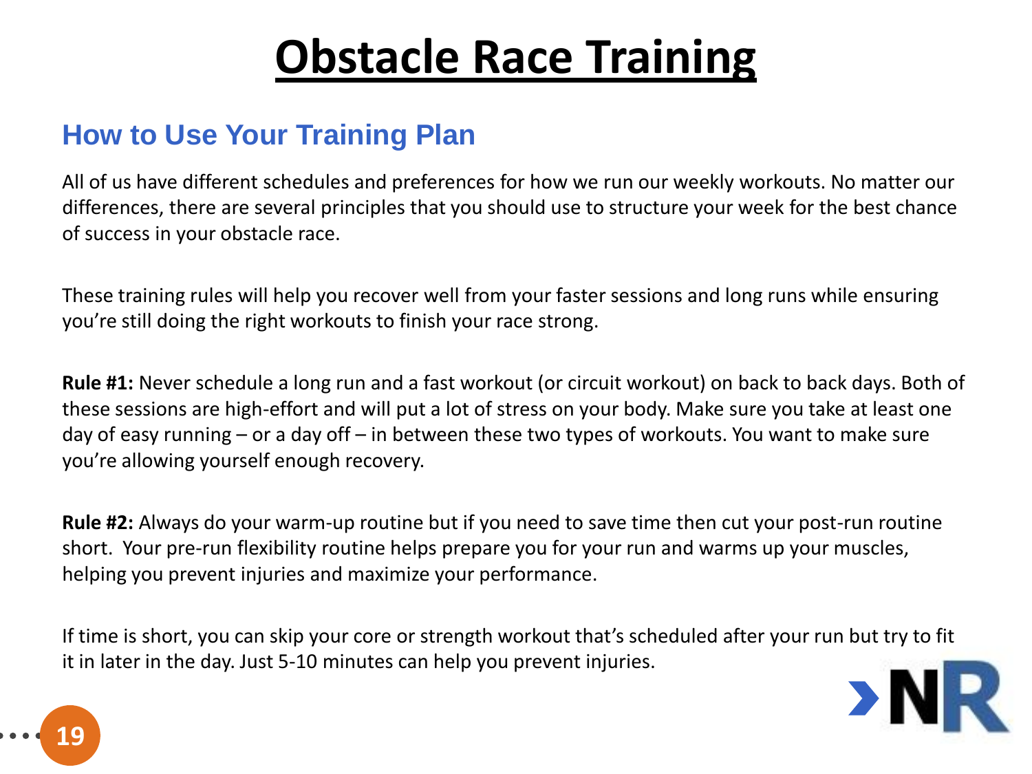# Obstacle Race Training

## How to Use Your Training Plan

All of us have different schedules and preferences for how we run our weekly workouts. No matter our differences, there are several principles that you should use to structure your week for the best chance of success in your obstacle race.

These training rules will help you recover well from your faster sessions and long runs while ensuring you're still doing the right workouts to finish your race strong.

**Rule #1:** Never schedule a long run and a fast workout (or circuit workout) on back to back days. Both of these sessions are high-effort and will put a lot of stress on your body. Make sure you take at least one day of easy running – or a day off – in between these two types of workouts. You want to make sure you're allowing yourself enough recovery.

**Rule #2:** Always do your warm-up routine but if you need to save time then cut your post-run routine short. Your pre-run flexibility routine helps prepare you for your run and warms up your muscles, helping you prevent injuries and maximize your performance.

If time is short, you can skip your core or strength workout that's scheduled after your run but try to fit it in later in the day. Just 5-10 minutes can help you prevent injuries.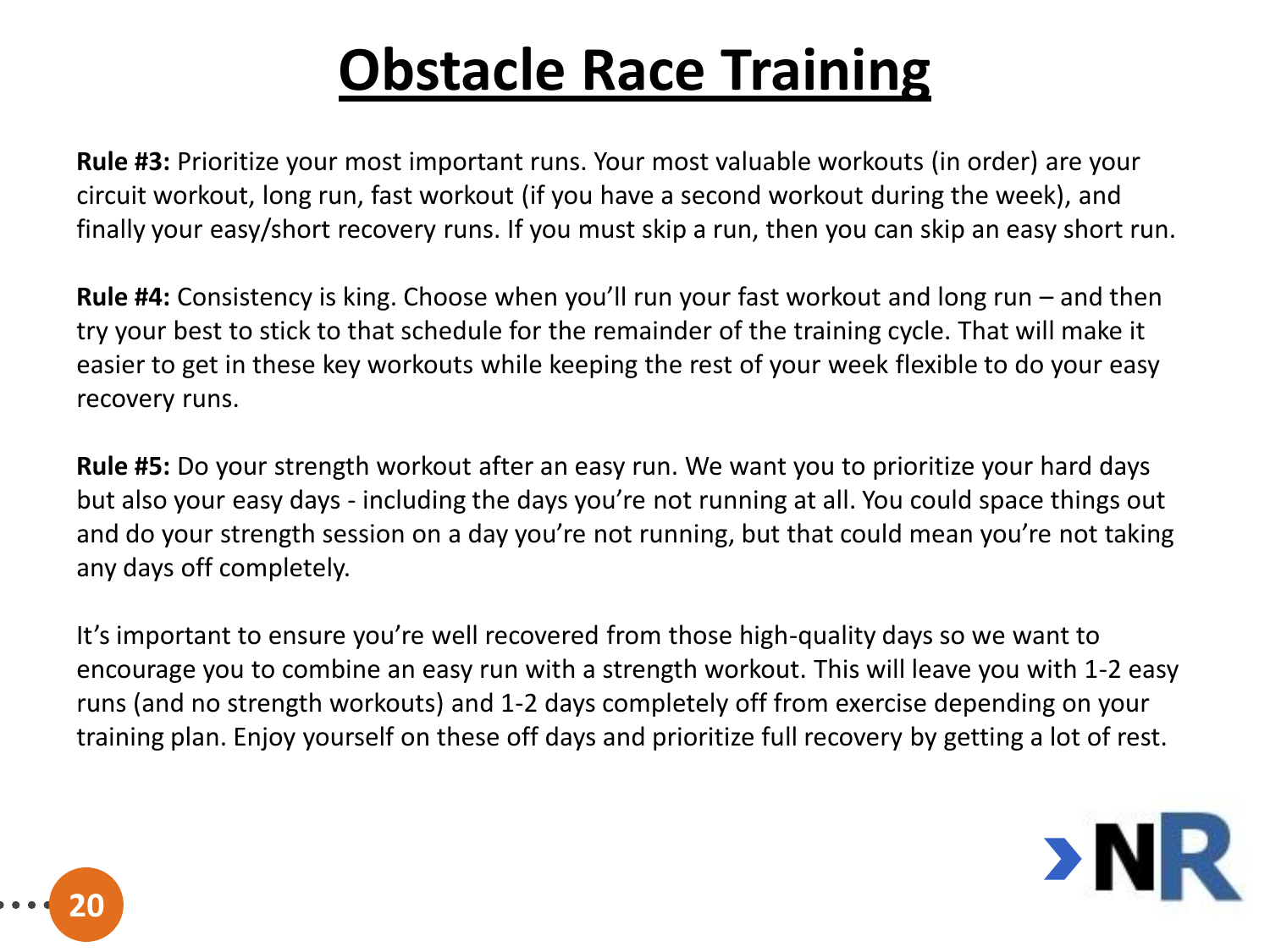# Obstacle Race Training

**Rule #3:** Prioritize your most important runs. Your most valuable workouts (in order) are your circuit workout, long run, fast workout (if you have a second workout during the week), and finally your easy/short recovery runs. If you must skip a run, then you can skip an easy short run.

**Rule #4:** Consistency is king. Choose when you'll run your fast workout and long run – and then try your best to stick to that schedule for the remainder of the training cycle. That will make it easier to get in these key workouts while keeping the rest of your week flexible to do your easy recovery runs.

**Rule #5:** Do your strength workout after an easy run. We want you to prioritize your hard days but also your easy days - including the days you're not running at all. You could space things out and do your strength session on a day you're not running, but that could mean you're not taking any days off completely.

It's important to ensure you're well recovered from those high-quality days so we want to encourage you to combine an easy run with a strength workout. This will leave you with 1-2 easy runs (and no strength workouts) and 1-2 days completely off from exercise depending on your training plan. Enjoy yourself on these off days and prioritize full recovery by getting a lot of rest.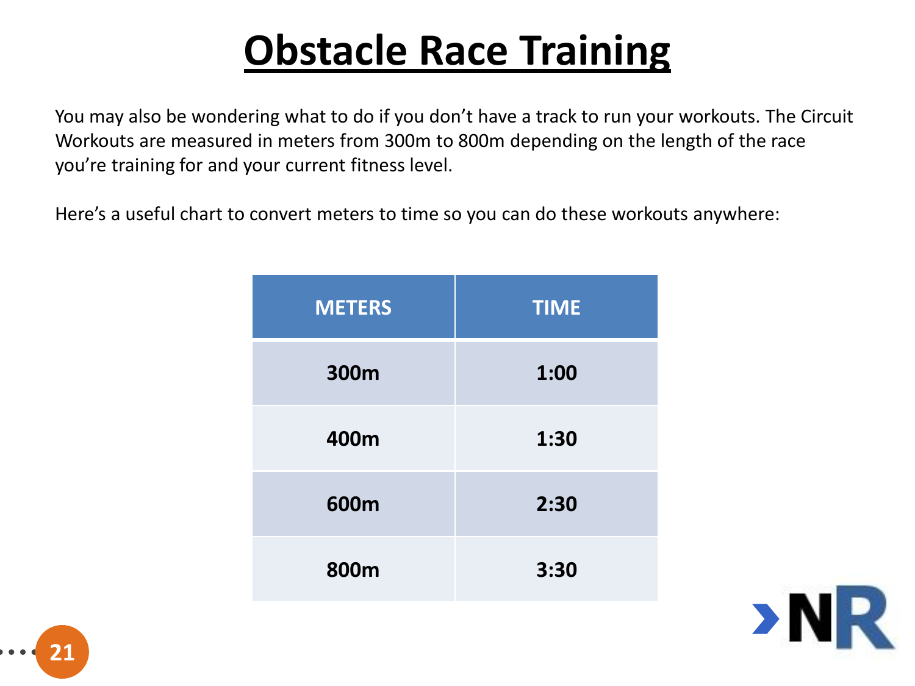# Obstacle Race Training

You may also be wondering what to do if you don't have a track to run your workouts. The Circuit Workouts are measured in meters from 300m to 800m depending on the length of the race you're training for and your current fitness level.

Here's a useful chart to convert meters to time so you can do these workouts anywhere:

| METERS | TIME |
|---|---|
| 300m | 1:00 |
| 400m | 1:30 |
| 600m | 2:30 |
| 800m | 3:30 |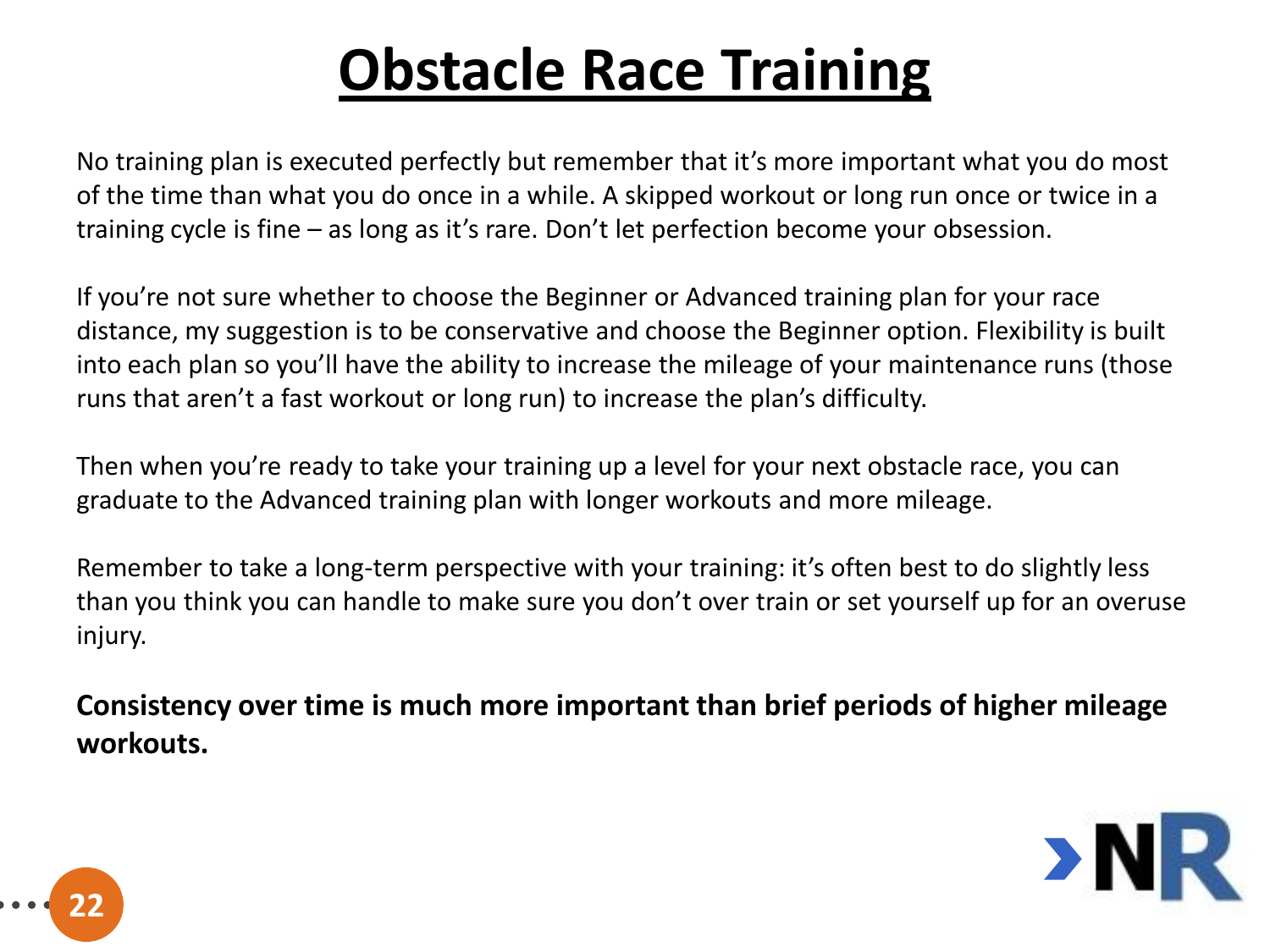# Obstacle Race Training

No training plan is executed perfectly but remember that it's more important what you do most of the time than what you do once in a while. A skipped workout or long run once or twice in a training cycle is fine – as long as it's rare. Don't let perfection become your obsession.

If you're not sure whether to choose the Beginner or Advanced training plan for your race distance, my suggestion is to be conservative and choose the Beginner option. Flexibility is built into each plan so you'll have the ability to increase the mileage of your maintenance runs (those runs that aren't a fast workout or long run) to increase the plan's difficulty.

Then when you're ready to take your training up a level for your next obstacle race, you can graduate to the Advanced training plan with longer workouts and more mileage.

Remember to take a long-term perspective with your training: it's often best to do slightly less than you think you can handle to make sure you don't over train or set yourself up for an overuse injury.

**Consistency over time is much more important than brief periods of higher mileage workouts.**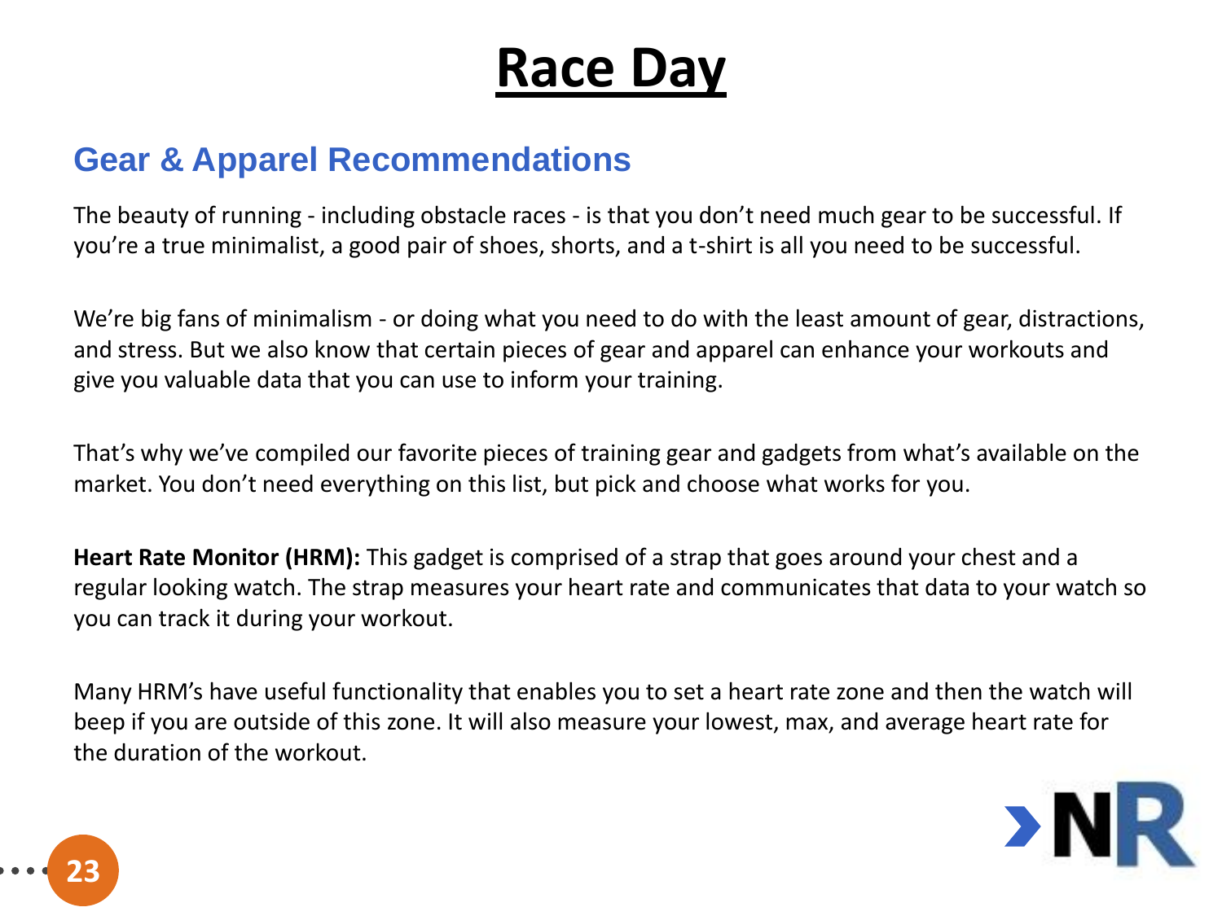# Race Day

## Gear & Apparel Recommendations

The beauty of running - including obstacle races - is that you don't need much gear to be successful. If you're a true minimalist, a good pair of shoes, shorts, and a t-shirt is all you need to be successful.

We're big fans of minimalism - or doing what you need to do with the least amount of gear, distractions, and stress. But we also know that certain pieces of gear and apparel can enhance your workouts and give you valuable data that you can use to inform your training.

That's why we've compiled our favorite pieces of training gear and gadgets from what's available on the market. You don't need everything on this list, but pick and choose what works for you.

**Heart Rate Monitor (HRM):** This gadget is comprised of a strap that goes around your chest and a regular looking watch. The strap measures your heart rate and communicates that data to your watch so you can track it during your workout.

Many HRM's have useful functionality that enables you to set a heart rate zone and then the watch will beep if you are outside of this zone. It will also measure your lowest, max, and average heart rate for the duration of the workout.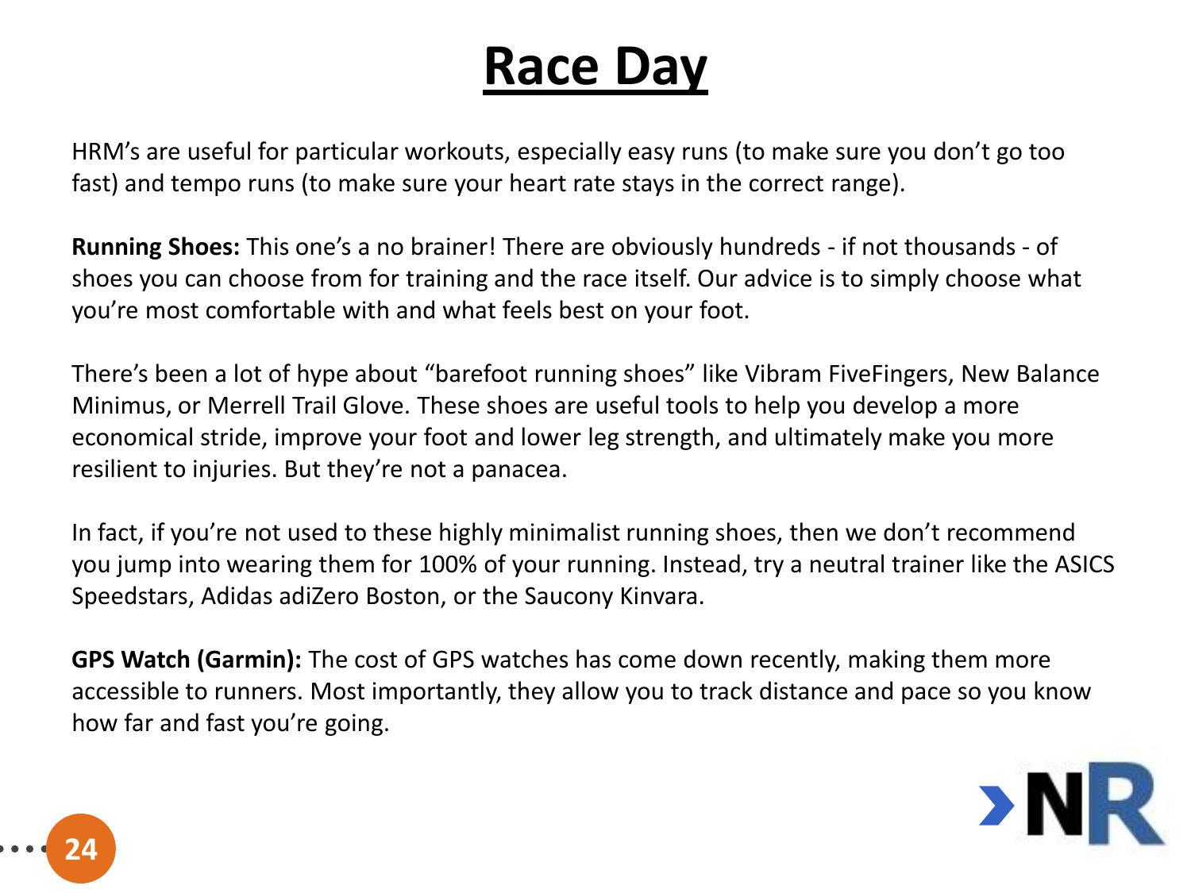# Race Day

HRM's are useful for particular workouts, especially easy runs (to make sure you don't go too fast) and tempo runs (to make sure your heart rate stays in the correct range).

**Running Shoes:** This one's a no brainer! There are obviously hundreds - if not thousands - of shoes you can choose from for training and the race itself. Our advice is to simply choose what you're most comfortable with and what feels best on your foot.

There's been a lot of hype about "barefoot running shoes" like Vibram FiveFingers, New Balance Minimus, or Merrell Trail Glove. These shoes are useful tools to help you develop a more economical stride, improve your foot and lower leg strength, and ultimately make you more resilient to injuries. But they're not a panacea.

In fact, if you're not used to these highly minimalist running shoes, then we don't recommend you jump into wearing them for 100% of your running. Instead, try a neutral trainer like the ASICS Speedstars, Adidas adiZero Boston, or the Saucony Kinvara.

**GPS Watch (Garmin):** The cost of GPS watches has come down recently, making them more accessible to runners. Most importantly, they allow you to track distance and pace so you know how far and fast you're going.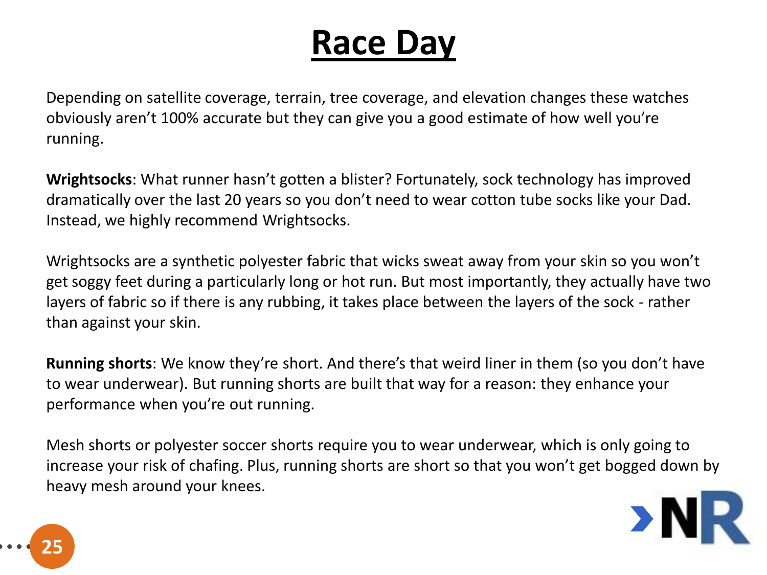# Race Day

Depending on satellite coverage, terrain, tree coverage, and elevation changes these watches obviously aren't 100% accurate but they can give you a good estimate of how well you're running.

**Wrightsocks**: What runner hasn't gotten a blister? Fortunately, sock technology has improved dramatically over the last 20 years so you don't need to wear cotton tube socks like your Dad. Instead, we highly recommend Wrightsocks.

Wrightsocks are a synthetic polyester fabric that wicks sweat away from your skin so you won't get soggy feet during a particularly long or hot run. But most importantly, they actually have two layers of fabric so if there is any rubbing, it takes place between the layers of the sock - rather than against your skin.

**Running shorts**: We know they're short. And there's that weird liner in them (so you don't have to wear underwear). But running shorts are built that way for a reason: they enhance your performance when you're out running.

Mesh shorts or polyester soccer shorts require you to wear underwear, which is only going to increase your risk of chafing. Plus, running shorts are short so that you won't get bogged down by heavy mesh around your knees.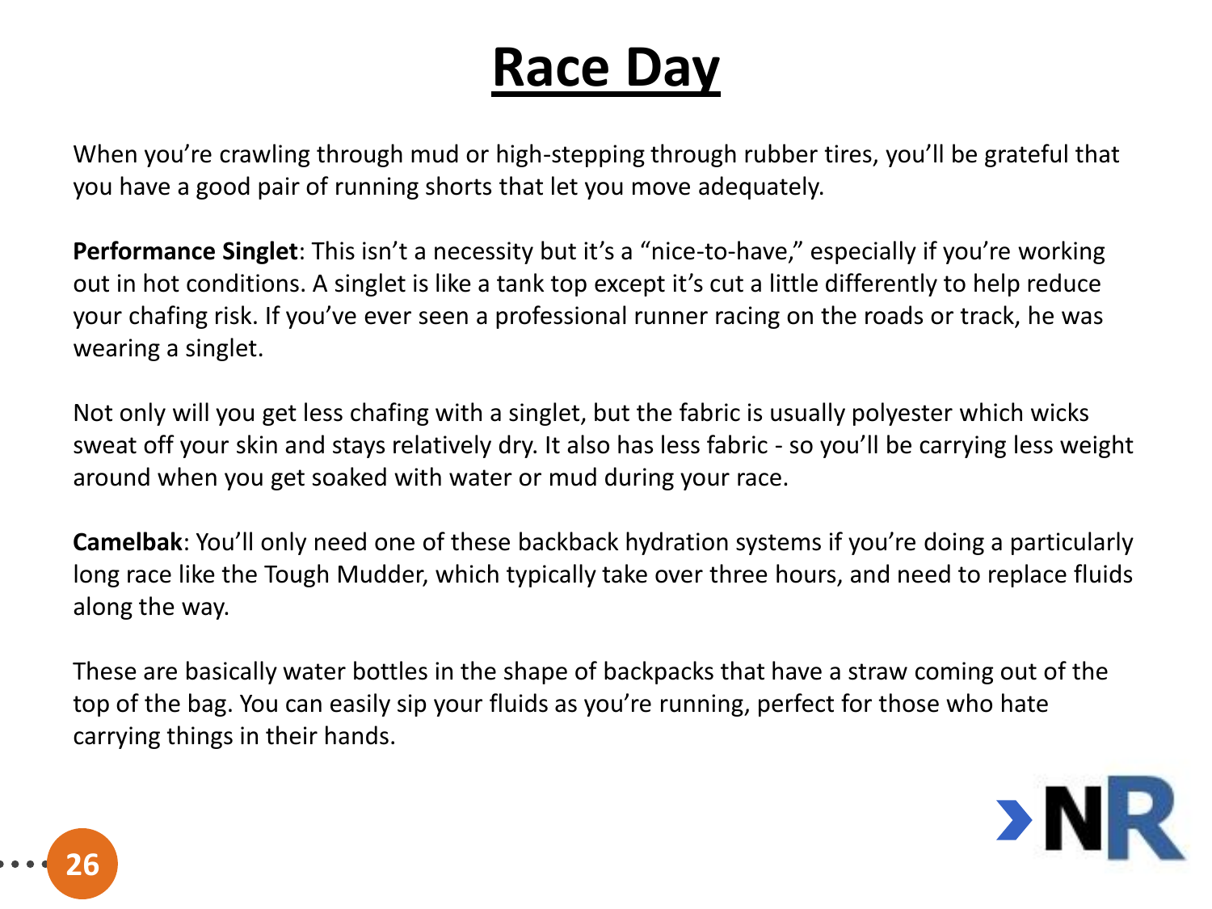# Race Day

When you're crawling through mud or high-stepping through rubber tires, you'll be grateful that you have a good pair of running shorts that let you move adequately.

**Performance Singlet**: This isn't a necessity but it's a "nice-to-have," especially if you're working out in hot conditions. A singlet is like a tank top except it's cut a little differently to help reduce your chafing risk. If you've ever seen a professional runner racing on the roads or track, he was wearing a singlet.

Not only will you get less chafing with a singlet, but the fabric is usually polyester which wicks sweat off your skin and stays relatively dry. It also has less fabric - so you'll be carrying less weight around when you get soaked with water or mud during your race.

**Camelbak**: You'll only need one of these backback hydration systems if you're doing a particularly long race like the Tough Mudder, which typically take over three hours, and need to replace fluids along the way.

These are basically water bottles in the shape of backpacks that have a straw coming out of the top of the bag. You can easily sip your fluids as you're running, perfect for those who hate carrying things in their hands.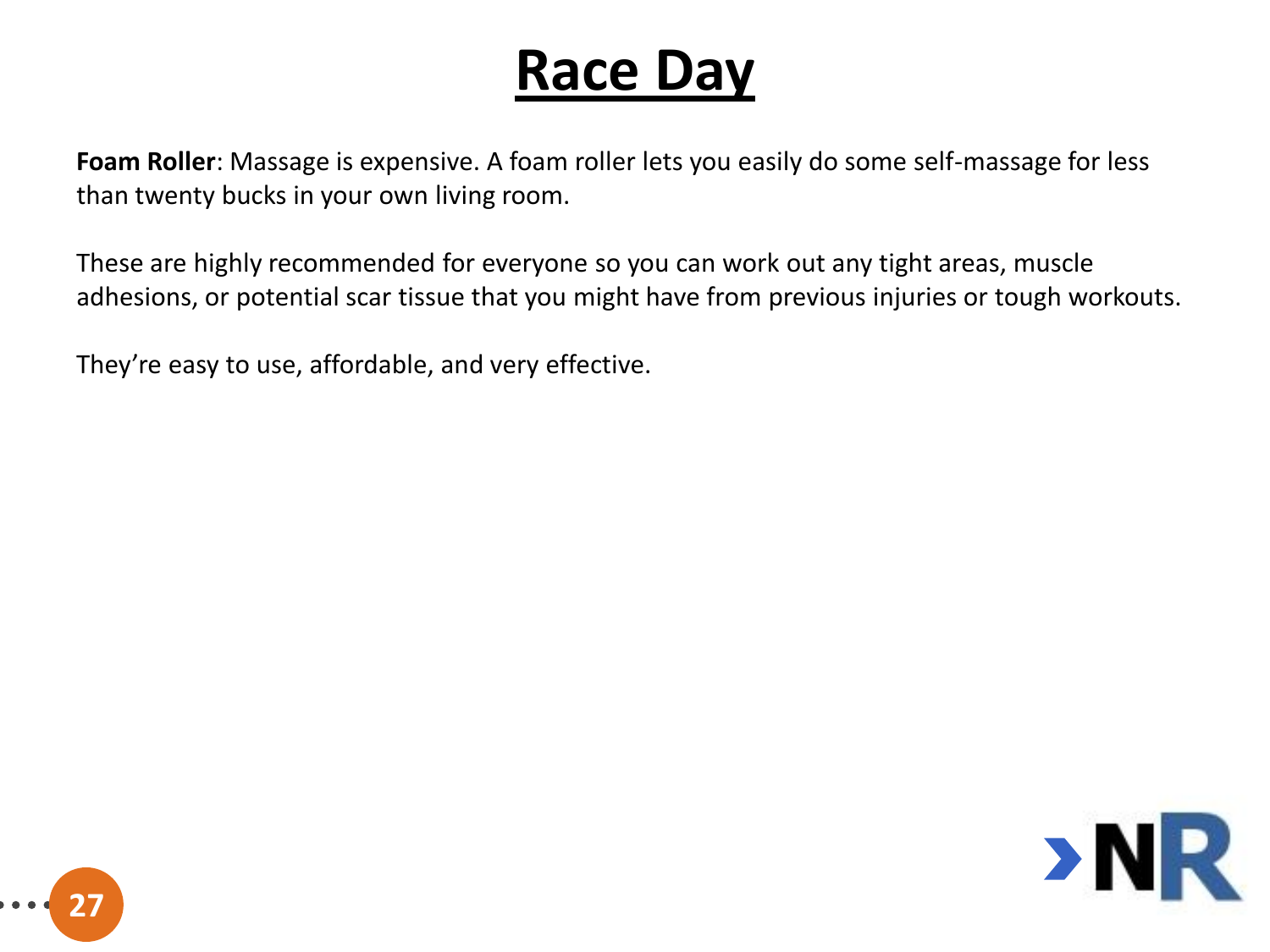# Race Day

**Foam Roller**: Massage is expensive. A foam roller lets you easily do some self-massage for less than twenty bucks in your own living room.

These are highly recommended for everyone so you can work out any tight areas, muscle adhesions, or potential scar tissue that you might have from previous injuries or tough workouts.

They're easy to use, affordable, and very effective.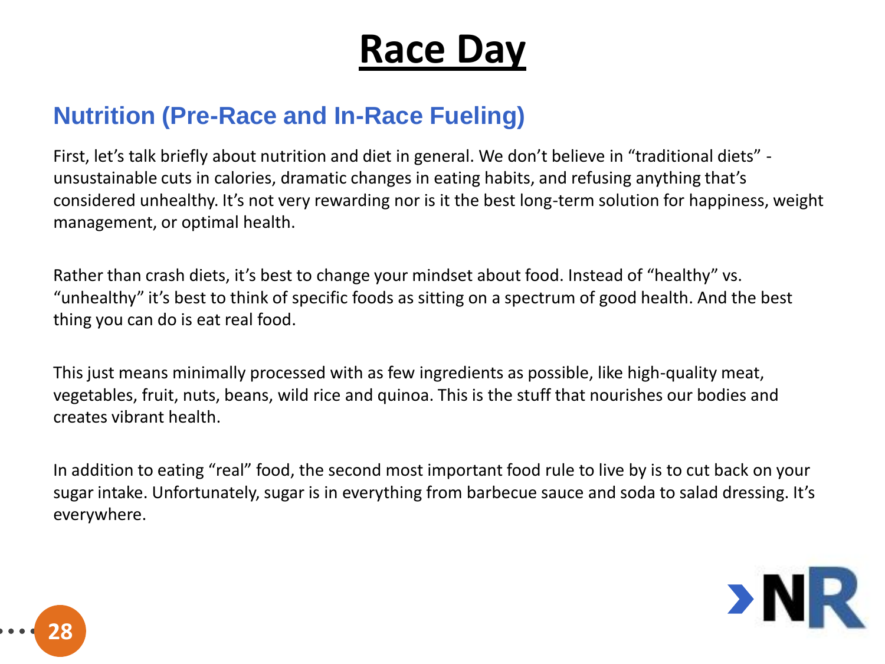# Race Day

## Nutrition (Pre-Race and In-Race Fueling)

First, let's talk briefly about nutrition and diet in general. We don't believe in "traditional diets" - unsustainable cuts in calories, dramatic changes in eating habits, and refusing anything that's considered unhealthy. It's not very rewarding nor is it the best long-term solution for happiness, weight management, or optimal health.

Rather than crash diets, it's best to change your mindset about food. Instead of "healthy" vs. "unhealthy" it's best to think of specific foods as sitting on a spectrum of good health. And the best thing you can do is eat real food.

This just means minimally processed with as few ingredients as possible, like high-quality meat, vegetables, fruit, nuts, beans, wild rice and quinoa. This is the stuff that nourishes our bodies and creates vibrant health.

In addition to eating "real" food, the second most important food rule to live by is to cut back on your sugar intake. Unfortunately, sugar is in everything from barbecue sauce and soda to salad dressing. It's everywhere.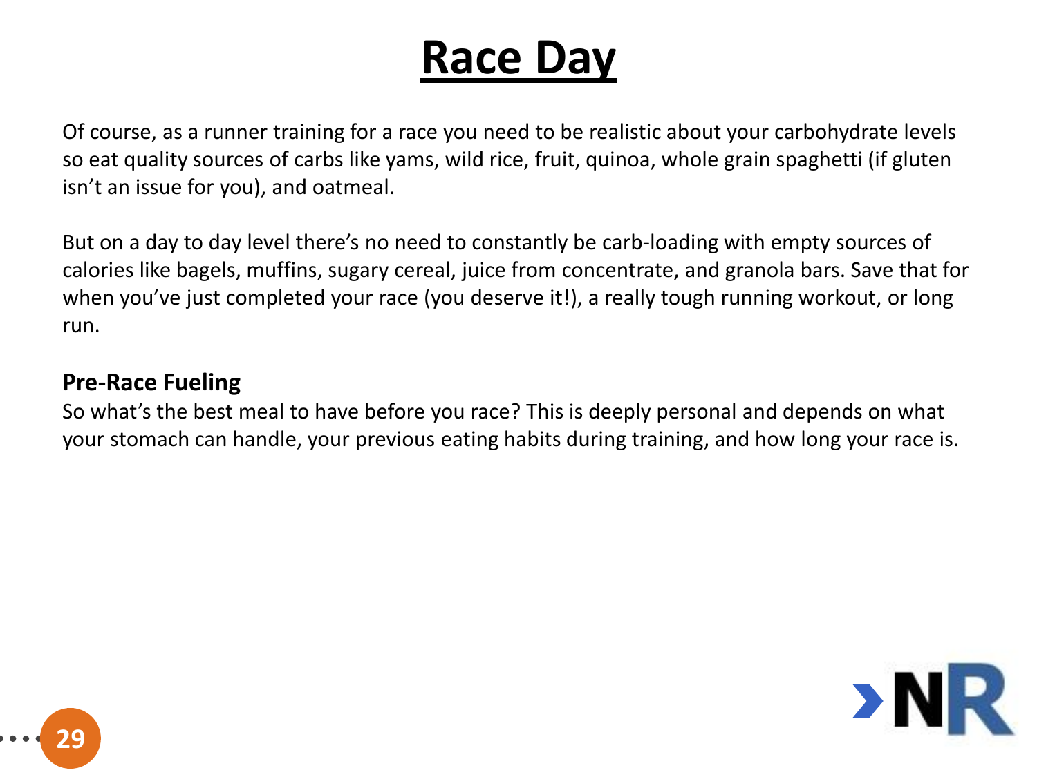# Race Day

Of course, as a runner training for a race you need to be realistic about your carbohydrate levels so eat quality sources of carbs like yams, wild rice, fruit, quinoa, whole grain spaghetti (if gluten isn't an issue for you), and oatmeal.

But on a day to day level there's no need to constantly be carb-loading with empty sources of calories like bagels, muffins, sugary cereal, juice from concentrate, and granola bars. Save that for when you've just completed your race (you deserve it!), a really tough running workout, or long run.

**Pre-Race Fueling**

So what's the best meal to have before you race? This is deeply personal and depends on what your stomach can handle, your previous eating habits during training, and how long your race is.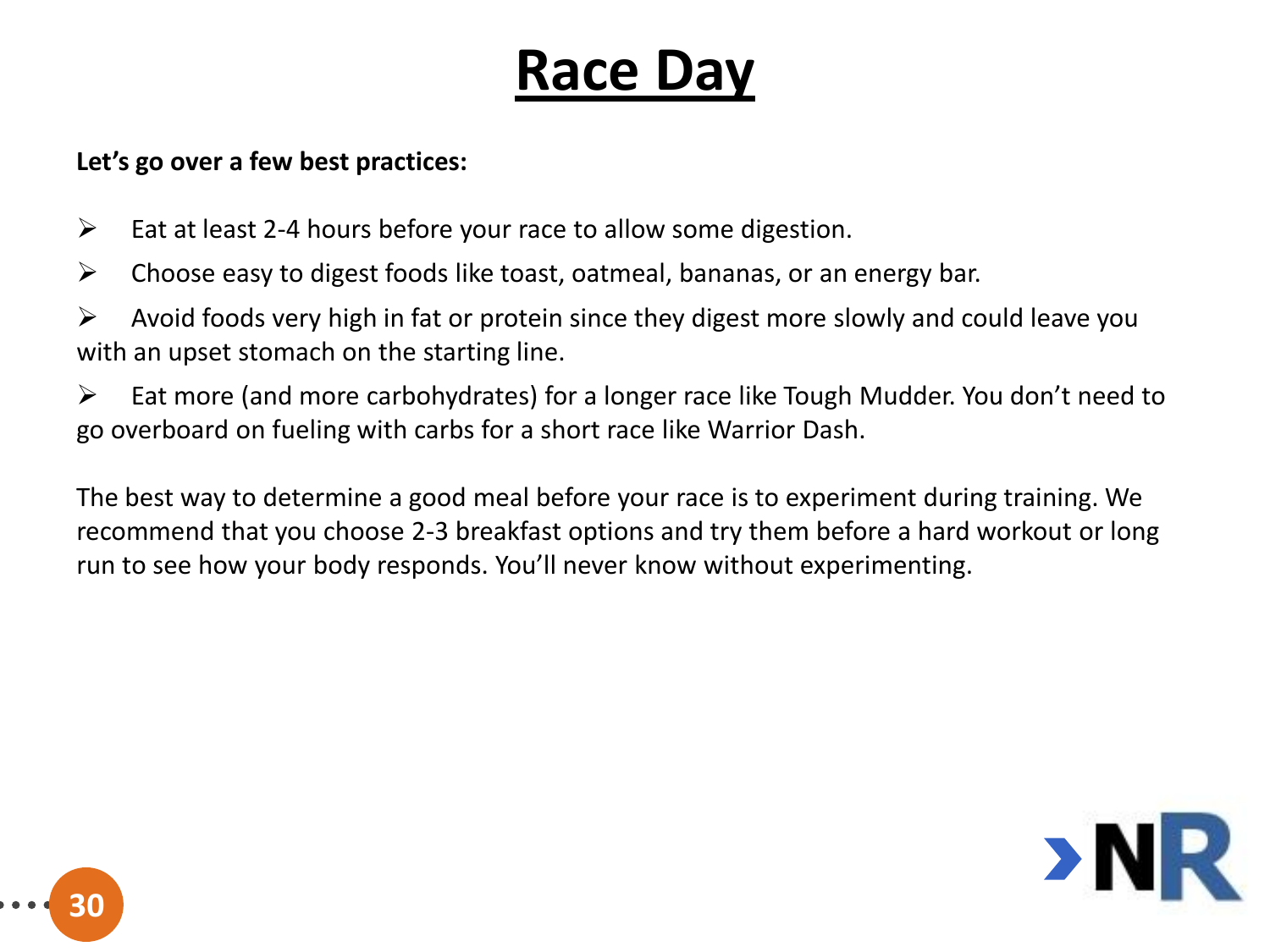# Race Day

**Let's go over a few best practices:**

- Eat at least 2-4 hours before your race to allow some digestion.
- Choose easy to digest foods like toast, oatmeal, bananas, or an energy bar.
- Avoid foods very high in fat or protein since they digest more slowly and could leave you with an upset stomach on the starting line.
- Eat more (and more carbohydrates) for a longer race like Tough Mudder. You don't need to go overboard on fueling with carbs for a short race like Warrior Dash.

The best way to determine a good meal before your race is to experiment during training. We recommend that you choose 2-3 breakfast options and try them before a hard workout or long run to see how your body responds. You'll never know without experimenting.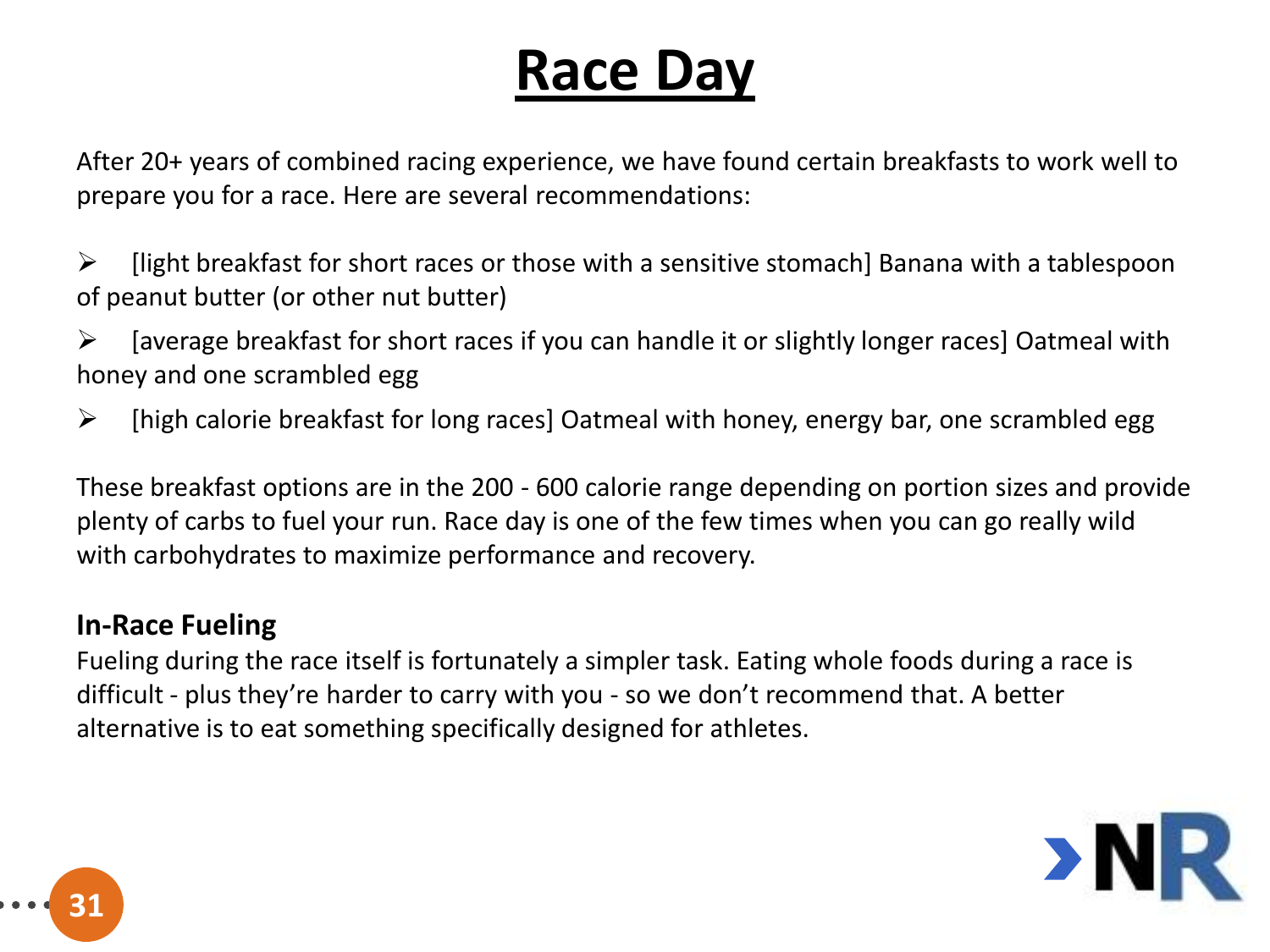# Race Day

After 20+ years of combined racing experience, we have found certain breakfasts to work well to prepare you for a race. Here are several recommendations:

- [light breakfast for short races or those with a sensitive stomach] Banana with a tablespoon of peanut butter (or other nut butter)
- [average breakfast for short races if you can handle it or slightly longer races] Oatmeal with honey and one scrambled egg
- [high calorie breakfast for long races] Oatmeal with honey, energy bar, one scrambled egg

These breakfast options are in the 200 - 600 calorie range depending on portion sizes and provide plenty of carbs to fuel your run. Race day is one of the few times when you can go really wild with carbohydrates to maximize performance and recovery.

**In-Race Fueling**

Fueling during the race itself is fortunately a simpler task. Eating whole foods during a race is difficult - plus they're harder to carry with you - so we don't recommend that. A better alternative is to eat something specifically designed for athletes.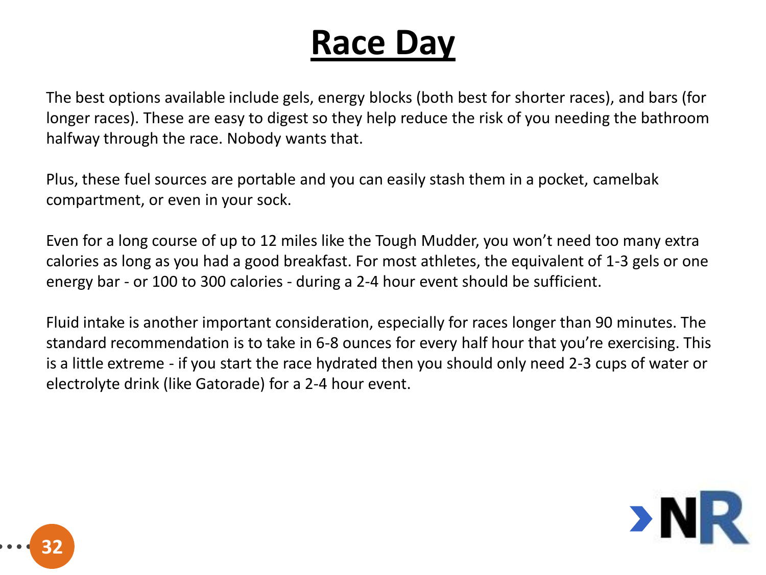# Race Day

The best options available include gels, energy blocks (both best for shorter races), and bars (for longer races). These are easy to digest so they help reduce the risk of you needing the bathroom halfway through the race. Nobody wants that.

Plus, these fuel sources are portable and you can easily stash them in a pocket, camelbak compartment, or even in your sock.

Even for a long course of up to 12 miles like the Tough Mudder, you won't need too many extra calories as long as you had a good breakfast. For most athletes, the equivalent of 1-3 gels or one energy bar - or 100 to 300 calories - during a 2-4 hour event should be sufficient.

Fluid intake is another important consideration, especially for races longer than 90 minutes. The standard recommendation is to take in 6-8 ounces for every half hour that you're exercising. This is a little extreme - if you start the race hydrated then you should only need 2-3 cups of water or electrolyte drink (like Gatorade) for a 2-4 hour event.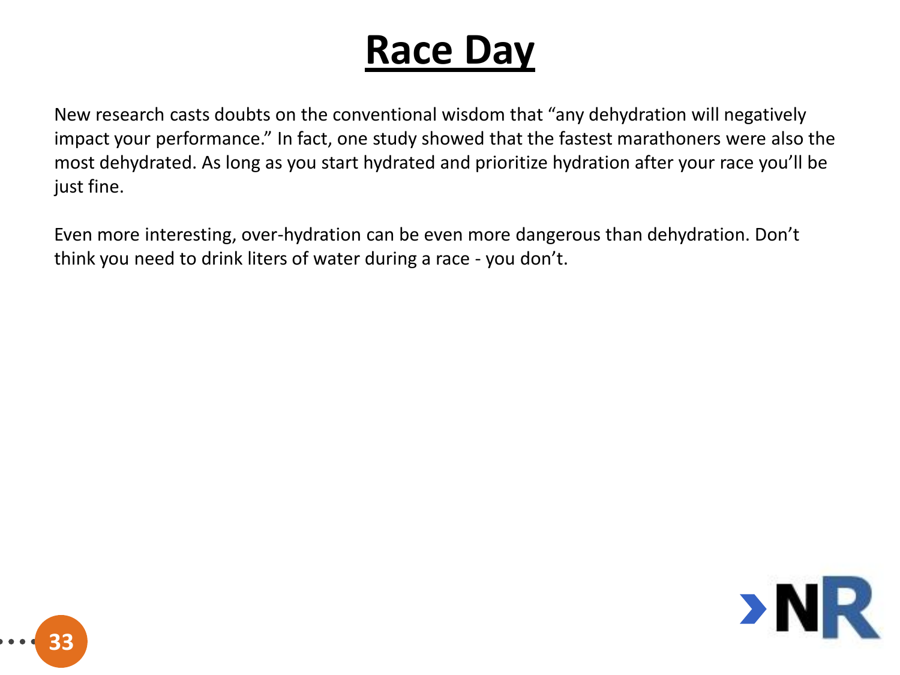# Race Day

New research casts doubts on the conventional wisdom that "any dehydration will negatively impact your performance." In fact, one study showed that the fastest marathoners were also the most dehydrated. As long as you start hydrated and prioritize hydration after your race you'll be just fine.

Even more interesting, over-hydration can be even more dangerous than dehydration. Don't think you need to drink liters of water during a race - you don't.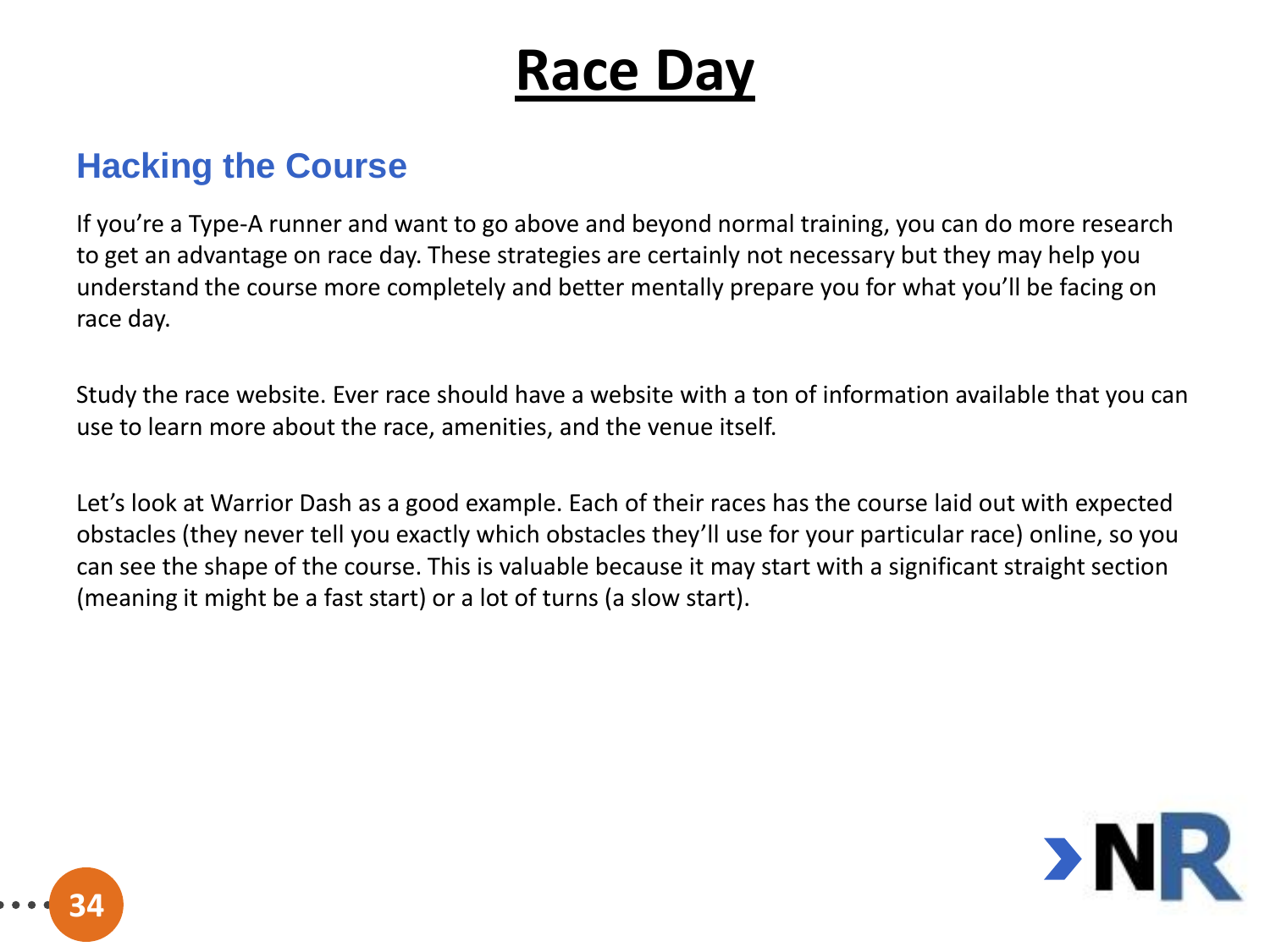# Race Day

## Hacking the Course

If you're a Type-A runner and want to go above and beyond normal training, you can do more research to get an advantage on race day. These strategies are certainly not necessary but they may help you understand the course more completely and better mentally prepare you for what you'll be facing on race day.

Study the race website. Ever race should have a website with a ton of information available that you can use to learn more about the race, amenities, and the venue itself.

Let's look at Warrior Dash as a good example. Each of their races has the course laid out with expected obstacles (they never tell you exactly which obstacles they'll use for your particular race) online, so you can see the shape of the course. This is valuable because it may start with a significant straight section (meaning it might be a fast start) or a lot of turns (a slow start).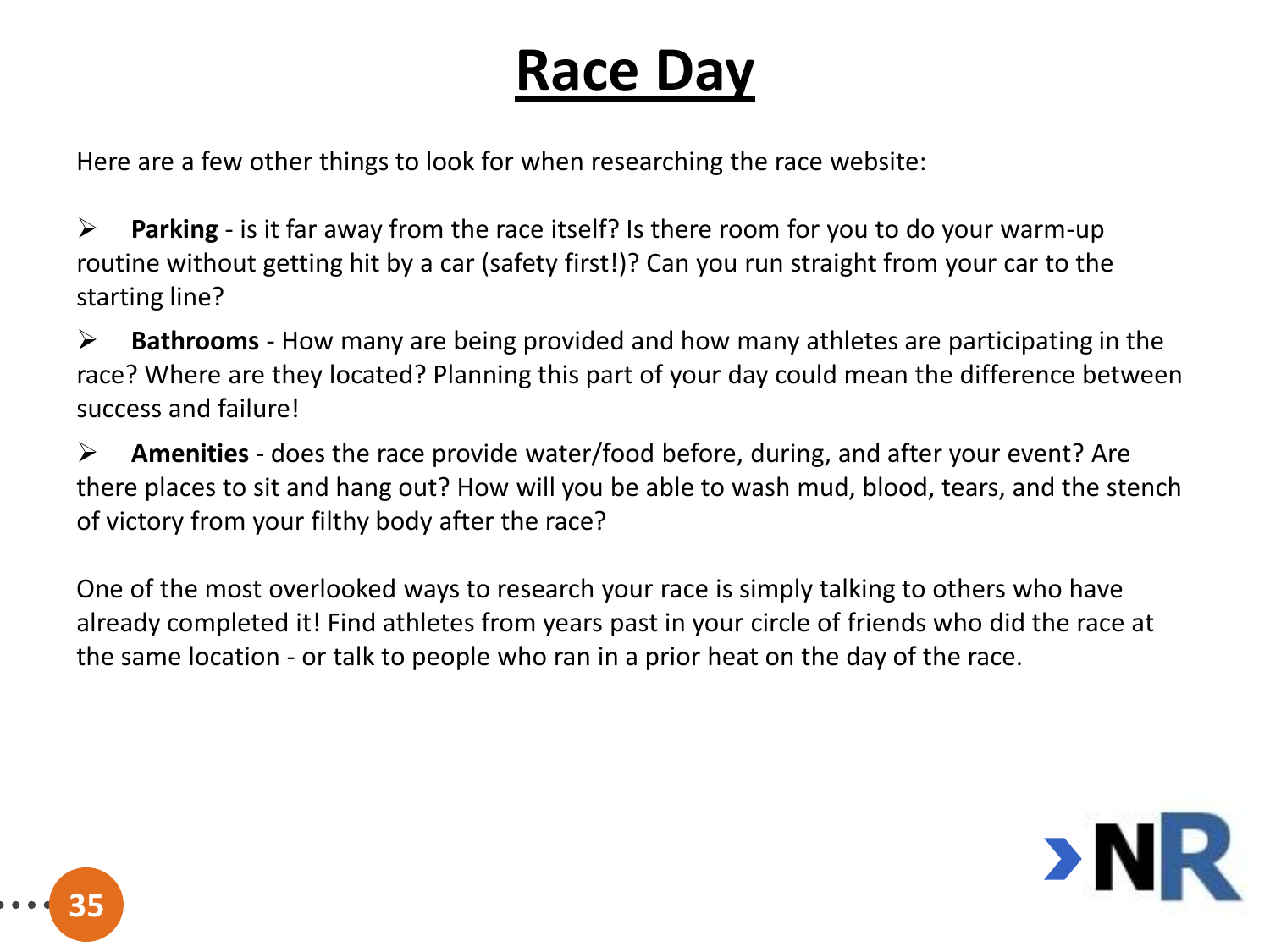# Race Day

Here are a few other things to look for when researching the race website:

- **Parking** - is it far away from the race itself? Is there room for you to do your warm-up routine without getting hit by a car (safety first!)? Can you run straight from your car to the starting line?
- **Bathrooms** - How many are being provided and how many athletes are participating in the race? Where are they located? Planning this part of your day could mean the difference between success and failure!
- **Amenities** - does the race provide water/food before, during, and after your event? Are there places to sit and hang out? How will you be able to wash mud, blood, tears, and the stench of victory from your filthy body after the race?

One of the most overlooked ways to research your race is simply talking to others who have already completed it! Find athletes from years past in your circle of friends who did the race at the same location - or talk to people who ran in a prior heat on the day of the race.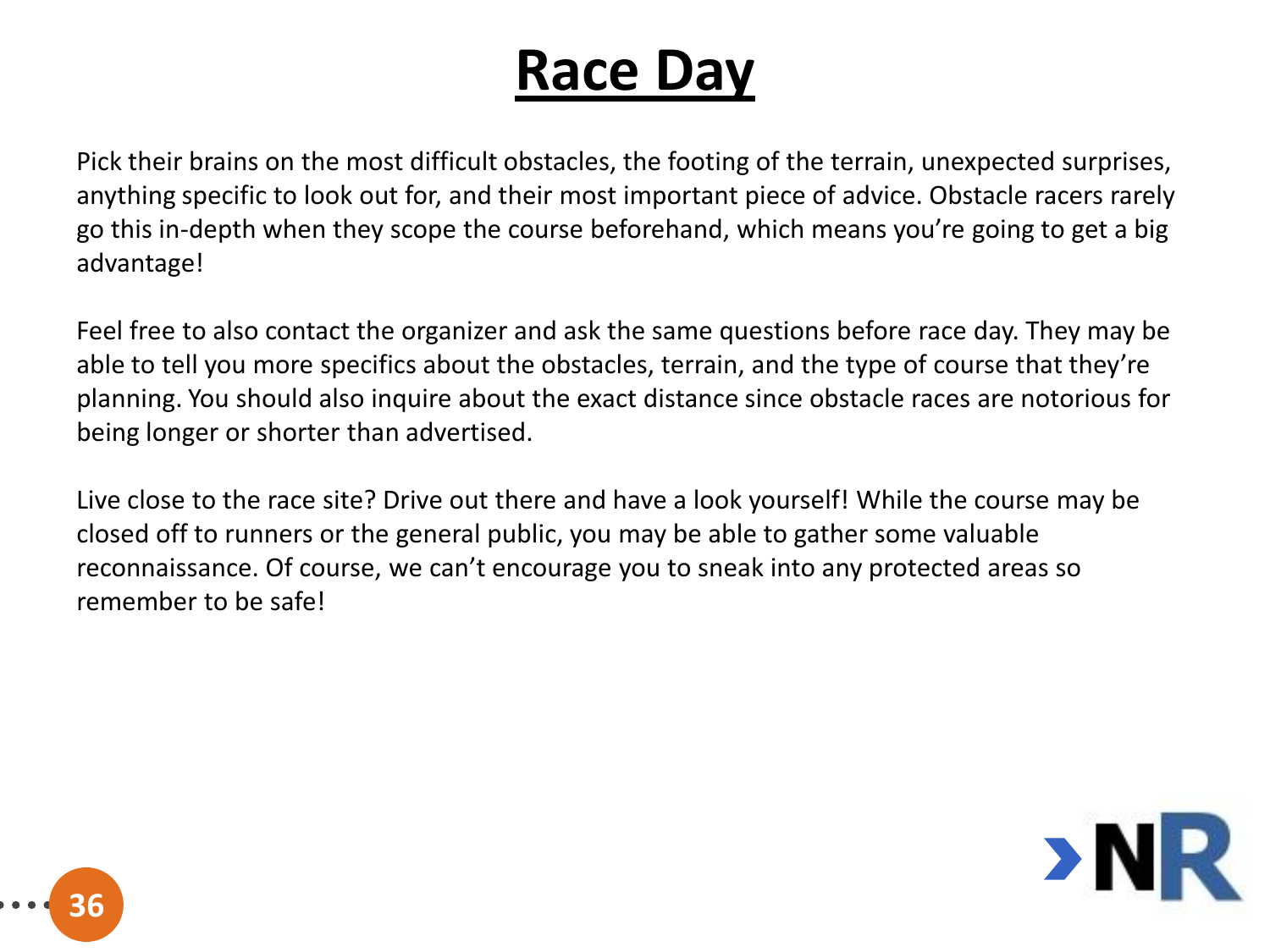# Race Day

Pick their brains on the most difficult obstacles, the footing of the terrain, unexpected surprises, anything specific to look out for, and their most important piece of advice. Obstacle racers rarely go this in-depth when they scope the course beforehand, which means you're going to get a big advantage!

Feel free to also contact the organizer and ask the same questions before race day. They may be able to tell you more specifics about the obstacles, terrain, and the type of course that they're planning. You should also inquire about the exact distance since obstacle races are notorious for being longer or shorter than advertised.

Live close to the race site? Drive out there and have a look yourself! While the course may be closed off to runners or the general public, you may be able to gather some valuable reconnaissance. Of course, we can't encourage you to sneak into any protected areas so remember to be safe!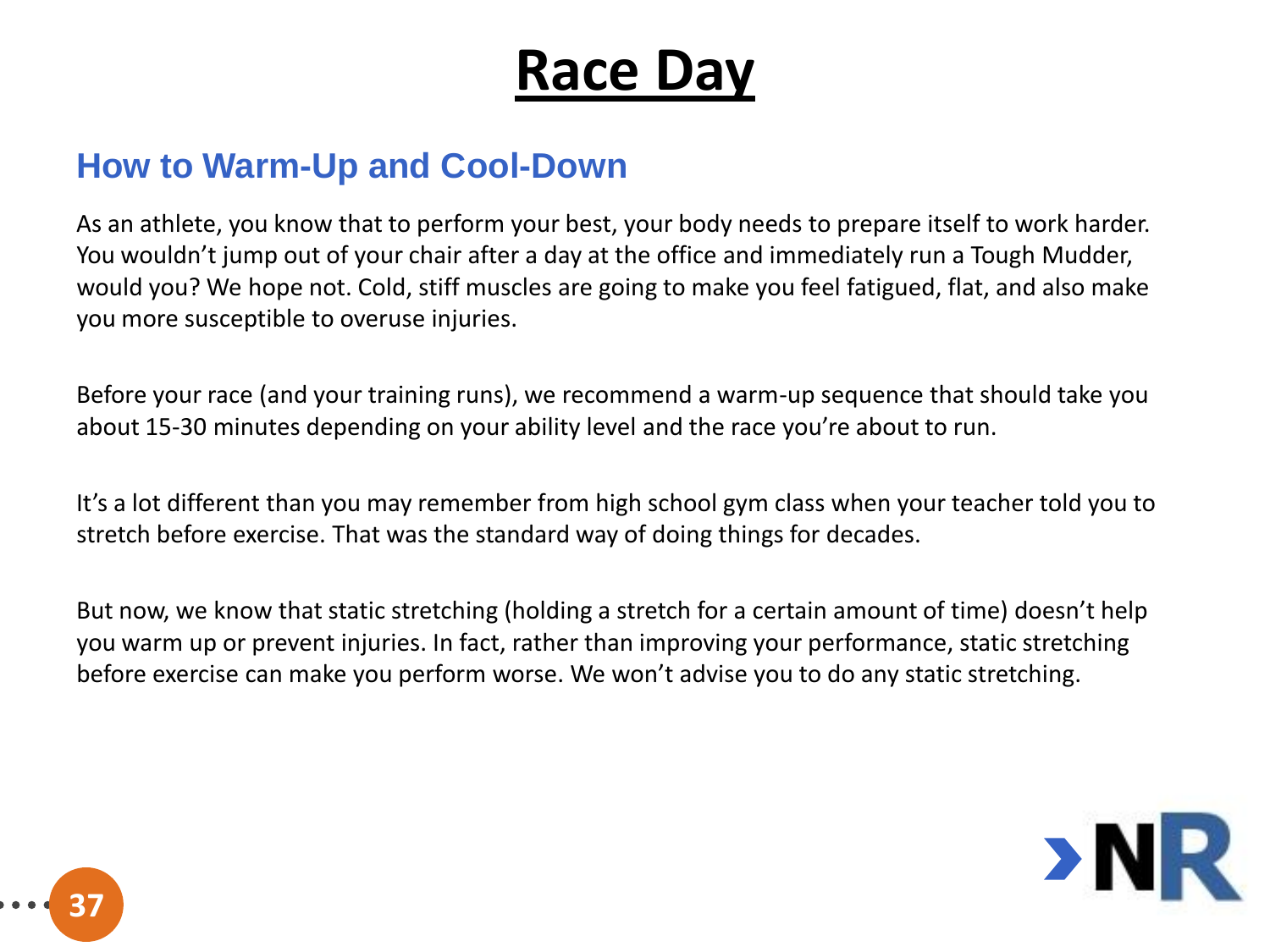# Race Day

## How to Warm-Up and Cool-Down

As an athlete, you know that to perform your best, your body needs to prepare itself to work harder. You wouldn't jump out of your chair after a day at the office and immediately run a Tough Mudder, would you? We hope not. Cold, stiff muscles are going to make you feel fatigued, flat, and also make you more susceptible to overuse injuries.

Before your race (and your training runs), we recommend a warm-up sequence that should take you about 15-30 minutes depending on your ability level and the race you're about to run.

It's a lot different than you may remember from high school gym class when your teacher told you to stretch before exercise. That was the standard way of doing things for decades.

But now, we know that static stretching (holding a stretch for a certain amount of time) doesn't help you warm up or prevent injuries. In fact, rather than improving your performance, static stretching before exercise can make you perform worse. We won't advise you to do any static stretching.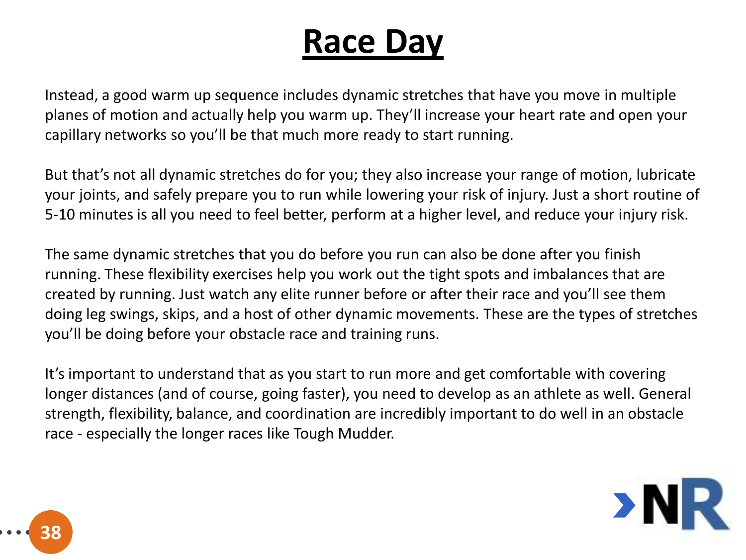# Race Day

Instead, a good warm up sequence includes dynamic stretches that have you move in multiple planes of motion and actually help you warm up. They'll increase your heart rate and open your capillary networks so you'll be that much more ready to start running.

But that's not all dynamic stretches do for you; they also increase your range of motion, lubricate your joints, and safely prepare you to run while lowering your risk of injury. Just a short routine of 5-10 minutes is all you need to feel better, perform at a higher level, and reduce your injury risk.

The same dynamic stretches that you do before you run can also be done after you finish running. These flexibility exercises help you work out the tight spots and imbalances that are created by running. Just watch any elite runner before or after their race and you'll see them doing leg swings, skips, and a host of other dynamic movements. These are the types of stretches you'll be doing before your obstacle race and training runs.

It's important to understand that as you start to run more and get comfortable with covering longer distances (and of course, going faster), you need to develop as an athlete as well. General strength, flexibility, balance, and coordination are incredibly important to do well in an obstacle race - especially the longer races like Tough Mudder.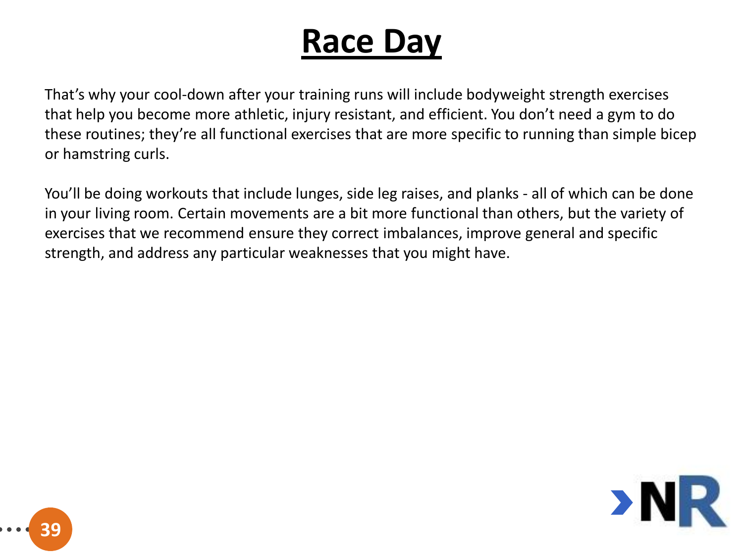# Race Day

That's why your cool-down after your training runs will include bodyweight strength exercises that help you become more athletic, injury resistant, and efficient. You don't need a gym to do these routines; they're all functional exercises that are more specific to running than simple bicep or hamstring curls.

You'll be doing workouts that include lunges, side leg raises, and planks - all of which can be done in your living room. Certain movements are a bit more functional than others, but the variety of exercises that we recommend ensure they correct imbalances, improve general and specific strength, and address any particular weaknesses that you might have.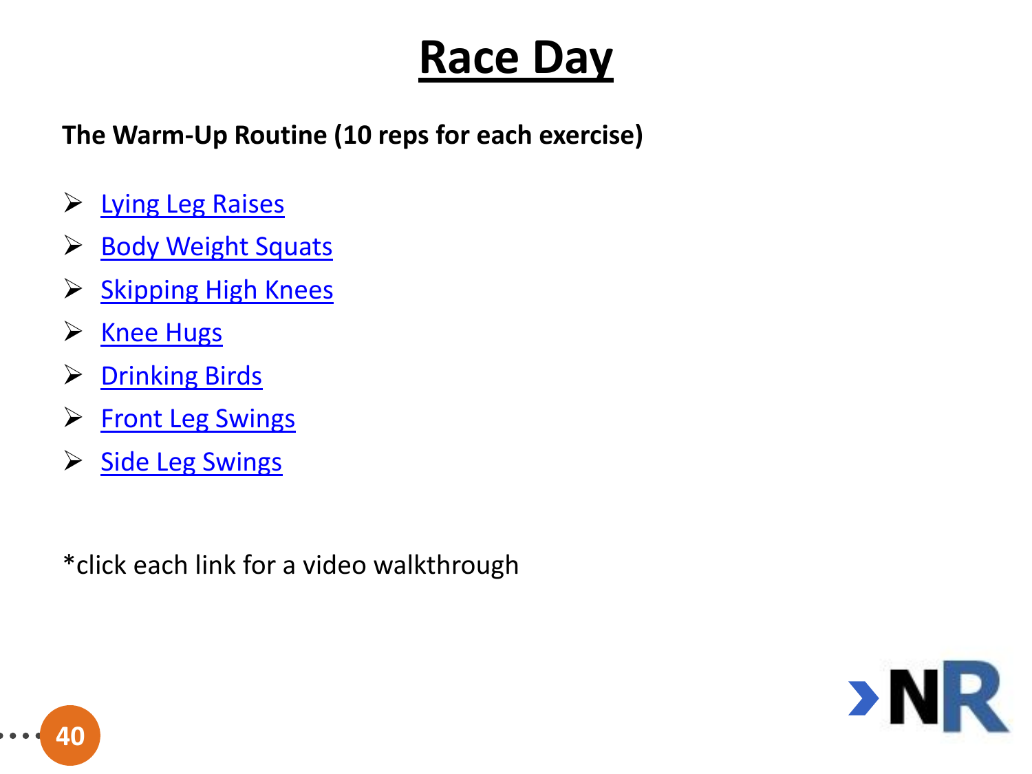# Race Day

**The Warm-Up Routine (10 reps for each exercise)**

- Lying Leg Raises
- Body Weight Squats
- Skipping High Knees
- Knee Hugs
- Drinking Birds
- Front Leg Swings
- Side Leg Swings

*click each link for a video walkthrough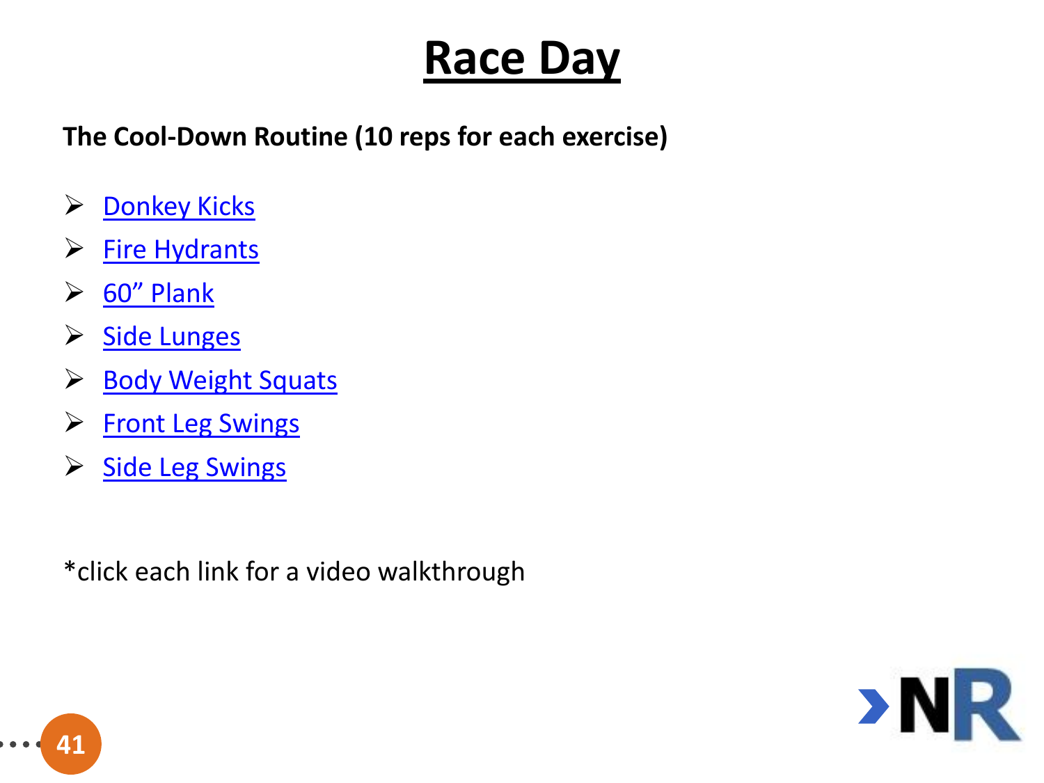# Race Day

**The Cool-Down Routine (10 reps for each exercise)**

- Donkey Kicks
- Fire Hydrants
- 60” Plank
- Side Lunges
- Body Weight Squats
- Front Leg Swings
- Side Leg Swings

*click each link for a video walkthrough